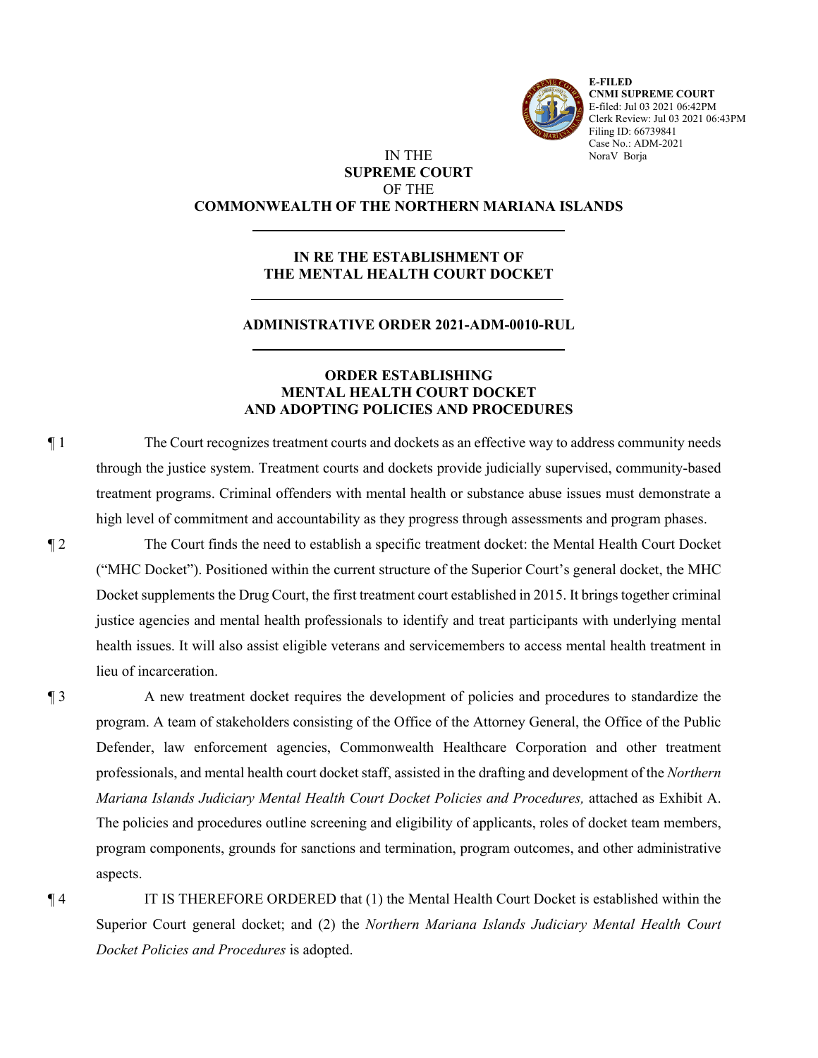E-FILED
CNMI SUPREME COURT
E-filed: Jul 03 2021 06:42PM
Clerk Review: Jul 03 2021 06:43PM
Filing ID: 66739841
Case No.: ADM-2021
NoraV Borja

IN THE
**SUPREME COURT**
OF THE
**COMMONWEALTH OF THE NORTHERN MARIANA ISLANDS**

---

**IN RE THE ESTABLISHMENT OF**
**THE MENTAL HEALTH COURT DOCKET**

---

**ADMINISTRATIVE ORDER 2021-ADM-0010-RUL**

---

**ORDER ESTABLISHING**
**MENTAL HEALTH COURT DOCKET**
**AND ADOPTING POLICIES AND PROCEDURES**

¶ 1 The Court recognizes treatment courts and dockets as an effective way to address community needs through the justice system. Treatment courts and dockets provide judicially supervised, community-based treatment programs. Criminal offenders with mental health or substance abuse issues must demonstrate a high level of commitment and accountability as they progress through assessments and program phases.

¶ 2 The Court finds the need to establish a specific treatment docket: the Mental Health Court Docket ("MHC Docket"). Positioned within the current structure of the Superior Court's general docket, the MHC Docket supplements the Drug Court, the first treatment court established in 2015. It brings together criminal justice agencies and mental health professionals to identify and treat participants with underlying mental health issues. It will also assist eligible veterans and servicemembers to access mental health treatment in lieu of incarceration.

¶ 3 A new treatment docket requires the development of policies and procedures to standardize the program. A team of stakeholders consisting of the Office of the Attorney General, the Office of the Public Defender, law enforcement agencies, Commonwealth Healthcare Corporation and other treatment professionals, and mental health court docket staff, assisted in the drafting and development of the *Northern Mariana Islands Judiciary Mental Health Court Docket Policies and Procedures,* attached as Exhibit A. The policies and procedures outline screening and eligibility of applicants, roles of docket team members, program components, grounds for sanctions and termination, program outcomes, and other administrative aspects.

¶ 4 IT IS THEREFORE ORDERED that (1) the Mental Health Court Docket is established within the Superior Court general docket; and (2) the *Northern Mariana Islands Judiciary Mental Health Court Docket Policies and Procedures* is adopted.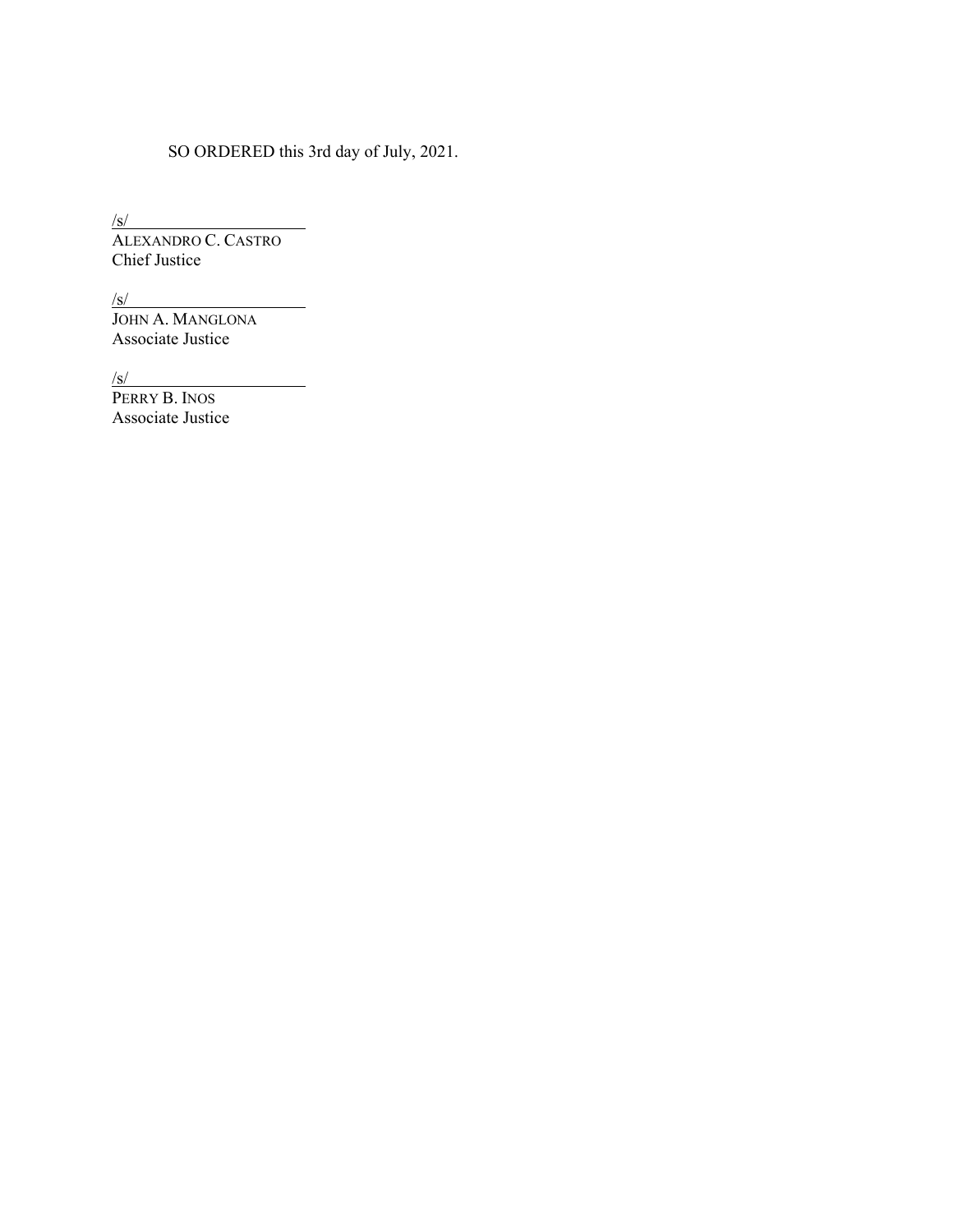SO ORDERED this 3rd day of July, 2021.

/s/

ALEXANDRO C. CASTRO
Chief Justice

/s/

JOHN A. MANGLONA
Associate Justice

/s/

PERRY B. INOS
Associate Justice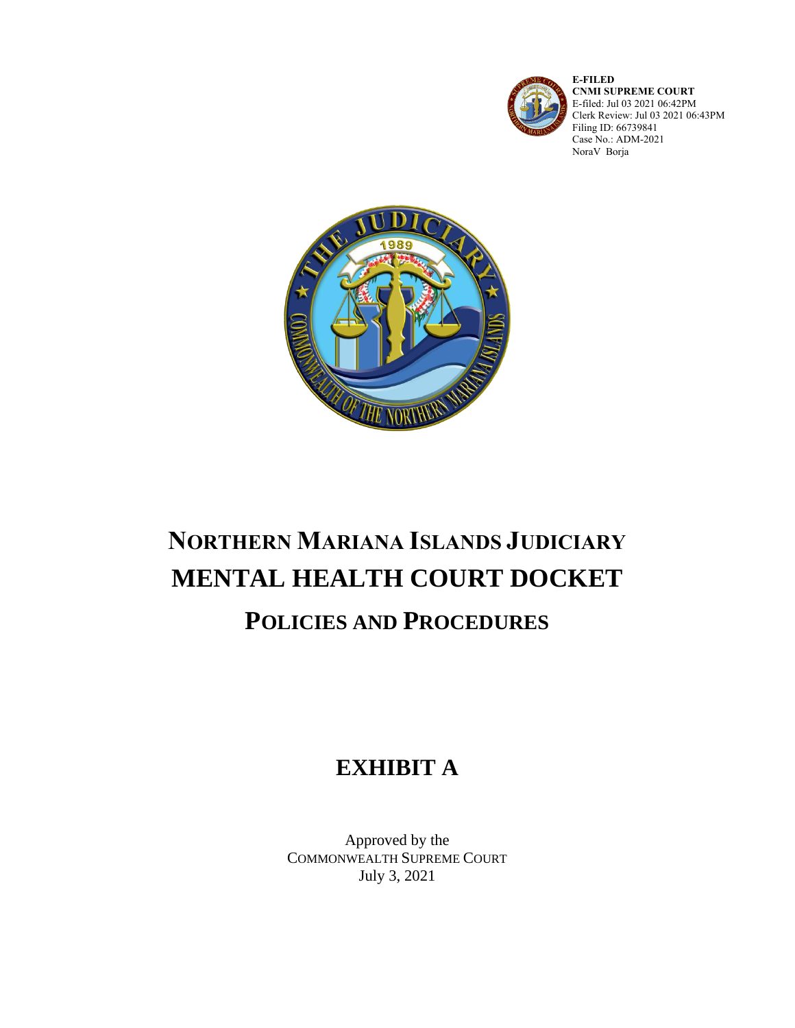**E-FILED**
**CNMI SUPREME COURT**
E-filed: Jul 03 2021 06:42PM
Clerk Review: Jul 03 2021 06:43PM
Filing ID: 66739841
Case No.: ADM-2021
NoraV Borja

# NORTHERN MARIANA ISLANDS JUDICIARY

# MENTAL HEALTH COURT DOCKET

## POLICIES AND PROCEDURES

# EXHIBIT A

Approved by the
COMMONWEALTH SUPREME COURT
July 3, 2021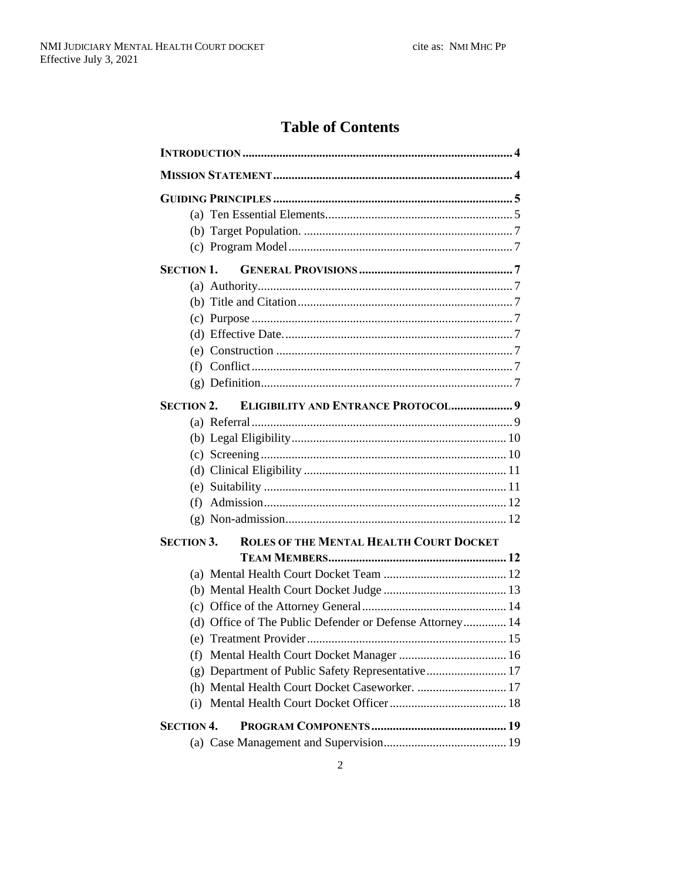# Table of Contents

**INTRODUCTION** .......... 4

**MISSION STATEMENT** .......... 4

**GUIDING PRINCIPLES** .......... 5

- (a) Ten Essential Elements .......... 5
- (b) Target Population. .......... 7
- (c) Program Model .......... 7

**SECTION 1. GENERAL PROVISIONS** .......... 7

- (a) Authority .......... 7
- (b) Title and Citation .......... 7
- (c) Purpose .......... 7
- (d) Effective Date. .......... 7
- (e) Construction .......... 7
- (f) Conflict .......... 7
- (g) Definition .......... 7

**SECTION 2. ELIGIBILITY AND ENTRANCE PROTOCOL** .......... 9

- (a) Referral .......... 9
- (b) Legal Eligibility .......... 10
- (c) Screening .......... 10
- (d) Clinical Eligibility .......... 11
- (e) Suitability .......... 11
- (f) Admission .......... 12
- (g) Non-admission .......... 12

**SECTION 3. ROLES OF THE MENTAL HEALTH COURT DOCKET TEAM MEMBERS** .......... 12

- (a) Mental Health Court Docket Team .......... 12
- (b) Mental Health Court Docket Judge .......... 13
- (c) Office of the Attorney General .......... 14
- (d) Office of The Public Defender or Defense Attorney .......... 14
- (e) Treatment Provider .......... 15
- (f) Mental Health Court Docket Manager .......... 16
- (g) Department of Public Safety Representative .......... 17
- (h) Mental Health Court Docket Caseworker. .......... 17
- (i) Mental Health Court Docket Officer .......... 18

**SECTION 4. PROGRAM COMPONENTS** .......... 19

- (a) Case Management and Supervision .......... 19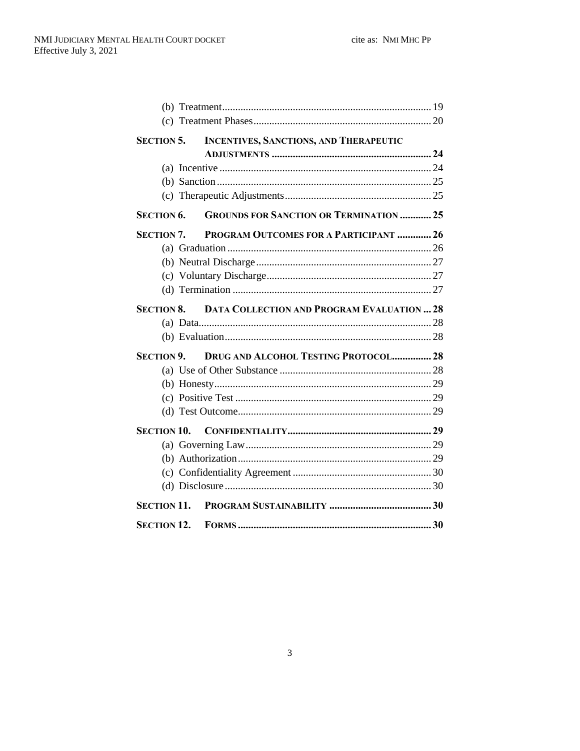(b) Treatment ........ 19
(c) Treatment Phases ........ 20

**SECTION 5. INCENTIVES, SANCTIONS, AND THERAPEUTIC ADJUSTMENTS ........ 24**
(a) Incentive ........ 24
(b) Sanction ........ 25
(c) Therapeutic Adjustments ........ 25

**SECTION 6. GROUNDS FOR SANCTION OR TERMINATION ........ 25**

**SECTION 7. PROGRAM OUTCOMES FOR A PARTICIPANT ........ 26**
(a) Graduation ........ 26
(b) Neutral Discharge ........ 27
(c) Voluntary Discharge ........ 27
(d) Termination ........ 27

**SECTION 8. DATA COLLECTION AND PROGRAM EVALUATION ... 28**
(a) Data ........ 28
(b) Evaluation ........ 28

**SECTION 9. DRUG AND ALCOHOL TESTING PROTOCOL ........ 28**
(a) Use of Other Substance ........ 28
(b) Honesty ........ 29
(c) Positive Test ........ 29
(d) Test Outcome ........ 29

**SECTION 10. CONFIDENTIALITY ........ 29**
(a) Governing Law ........ 29
(b) Authorization ........ 29
(c) Confidentiality Agreement ........ 30
(d) Disclosure ........ 30

**SECTION 11. PROGRAM SUSTAINABILITY ........ 30**

**SECTION 12. FORMS ........ 30**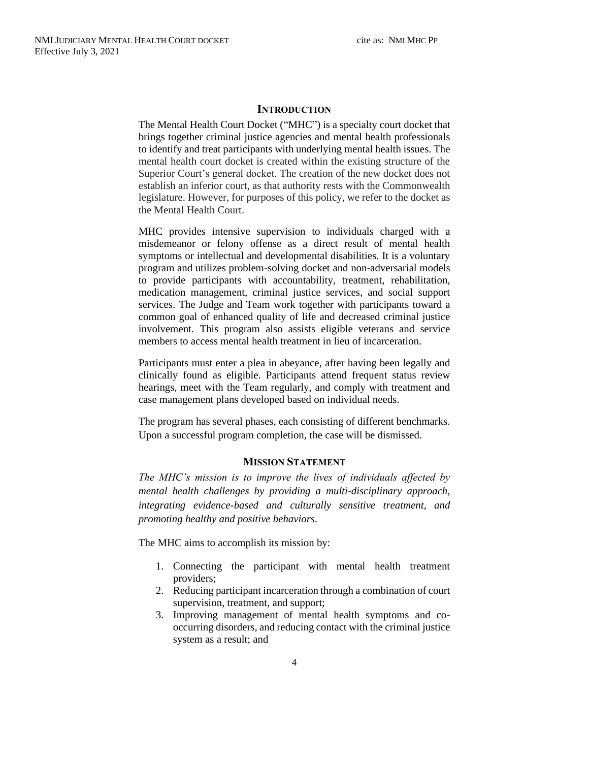## INTRODUCTION

The Mental Health Court Docket ("MHC") is a specialty court docket that brings together criminal justice agencies and mental health professionals to identify and treat participants with underlying mental health issues. The mental health court docket is created within the existing structure of the Superior Court's general docket. The creation of the new docket does not establish an inferior court, as that authority rests with the Commonwealth legislature. However, for purposes of this policy, we refer to the docket as the Mental Health Court.

MHC provides intensive supervision to individuals charged with a misdemeanor or felony offense as a direct result of mental health symptoms or intellectual and developmental disabilities. It is a voluntary program and utilizes problem-solving docket and non-adversarial models to provide participants with accountability, treatment, rehabilitation, medication management, criminal justice services, and social support services. The Judge and Team work together with participants toward a common goal of enhanced quality of life and decreased criminal justice involvement. This program also assists eligible veterans and service members to access mental health treatment in lieu of incarceration.

Participants must enter a plea in abeyance, after having been legally and clinically found as eligible. Participants attend frequent status review hearings, meet with the Team regularly, and comply with treatment and case management plans developed based on individual needs.

The program has several phases, each consisting of different benchmarks. Upon a successful program completion, the case will be dismissed.

## MISSION STATEMENT

*The MHC's mission is to improve the lives of individuals affected by mental health challenges by providing a multi-disciplinary approach, integrating evidence-based and culturally sensitive treatment, and promoting healthy and positive behaviors.*

The MHC aims to accomplish its mission by:

1. Connecting the participant with mental health treatment providers;
2. Reducing participant incarceration through a combination of court supervision, treatment, and support;
3. Improving management of mental health symptoms and co-occurring disorders, and reducing contact with the criminal justice system as a result; and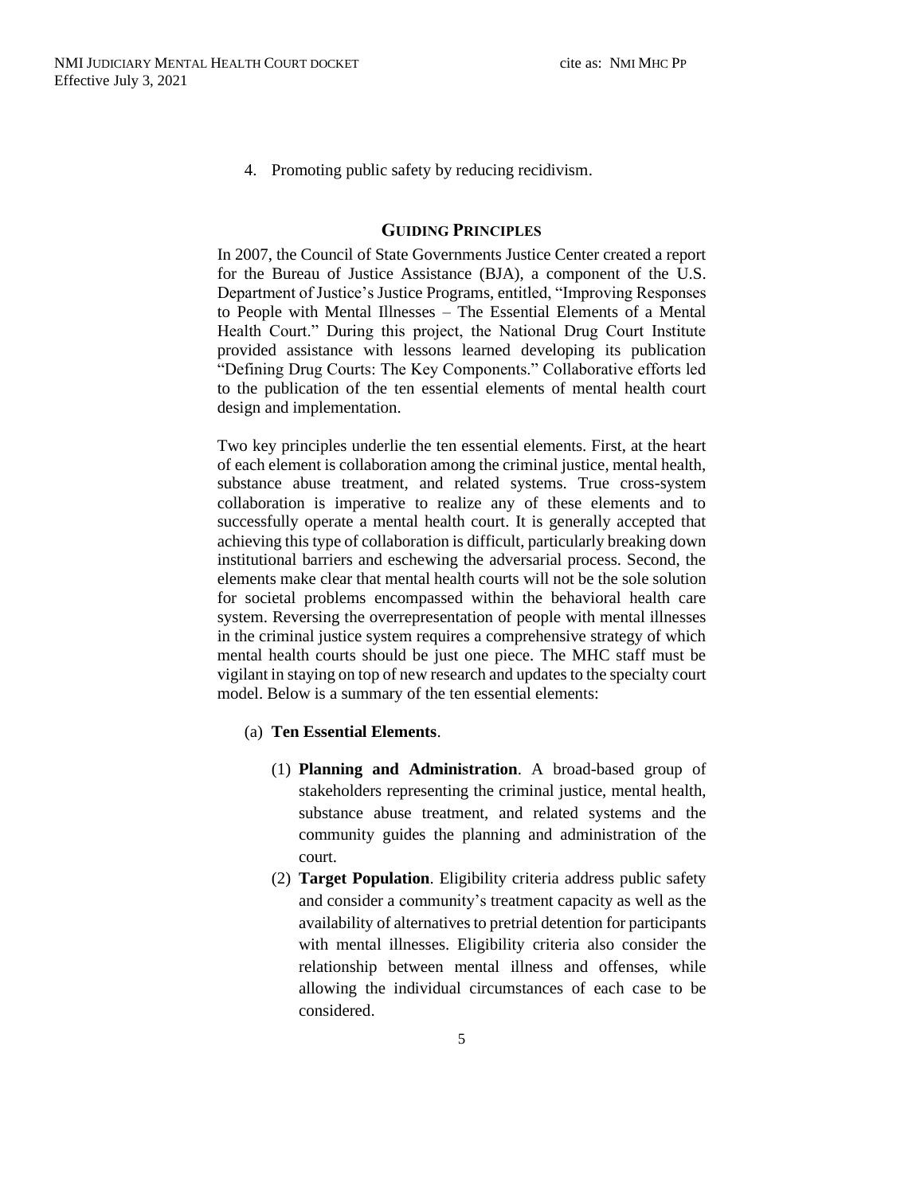4. Promoting public safety by reducing recidivism.

## GUIDING PRINCIPLES

In 2007, the Council of State Governments Justice Center created a report for the Bureau of Justice Assistance (BJA), a component of the U.S. Department of Justice's Justice Programs, entitled, "Improving Responses to People with Mental Illnesses – The Essential Elements of a Mental Health Court." During this project, the National Drug Court Institute provided assistance with lessons learned developing its publication "Defining Drug Courts: The Key Components." Collaborative efforts led to the publication of the ten essential elements of mental health court design and implementation.

Two key principles underlie the ten essential elements. First, at the heart of each element is collaboration among the criminal justice, mental health, substance abuse treatment, and related systems. True cross-system collaboration is imperative to realize any of these elements and to successfully operate a mental health court. It is generally accepted that achieving this type of collaboration is difficult, particularly breaking down institutional barriers and eschewing the adversarial process. Second, the elements make clear that mental health courts will not be the sole solution for societal problems encompassed within the behavioral health care system. Reversing the overrepresentation of people with mental illnesses in the criminal justice system requires a comprehensive strategy of which mental health courts should be just one piece. The MHC staff must be vigilant in staying on top of new research and updates to the specialty court model. Below is a summary of the ten essential elements:

(a) **Ten Essential Elements**.

(1) **Planning and Administration**. A broad-based group of stakeholders representing the criminal justice, mental health, substance abuse treatment, and related systems and the community guides the planning and administration of the court.

(2) **Target Population**. Eligibility criteria address public safety and consider a community's treatment capacity as well as the availability of alternatives to pretrial detention for participants with mental illnesses. Eligibility criteria also consider the relationship between mental illness and offenses, while allowing the individual circumstances of each case to be considered.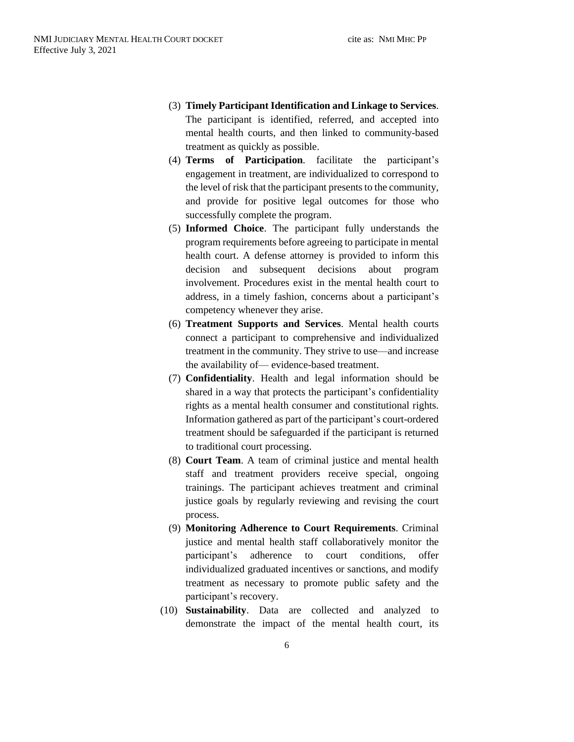(3) **Timely Participant Identification and Linkage to Services**. The participant is identified, referred, and accepted into mental health courts, and then linked to community-based treatment as quickly as possible.

(4) **Terms of Participation**. facilitate the participant's engagement in treatment, are individualized to correspond to the level of risk that the participant presents to the community, and provide for positive legal outcomes for those who successfully complete the program.

(5) **Informed Choice**. The participant fully understands the program requirements before agreeing to participate in mental health court. A defense attorney is provided to inform this decision and subsequent decisions about program involvement. Procedures exist in the mental health court to address, in a timely fashion, concerns about a participant's competency whenever they arise.

(6) **Treatment Supports and Services**. Mental health courts connect a participant to comprehensive and individualized treatment in the community. They strive to use—and increase the availability of— evidence-based treatment.

(7) **Confidentiality**. Health and legal information should be shared in a way that protects the participant's confidentiality rights as a mental health consumer and constitutional rights. Information gathered as part of the participant's court-ordered treatment should be safeguarded if the participant is returned to traditional court processing.

(8) **Court Team**. A team of criminal justice and mental health staff and treatment providers receive special, ongoing trainings. The participant achieves treatment and criminal justice goals by regularly reviewing and revising the court process.

(9) **Monitoring Adherence to Court Requirements**. Criminal justice and mental health staff collaboratively monitor the participant's adherence to court conditions, offer individualized graduated incentives or sanctions, and modify treatment as necessary to promote public safety and the participant's recovery.

(10) **Sustainability**. Data are collected and analyzed to demonstrate the impact of the mental health court, its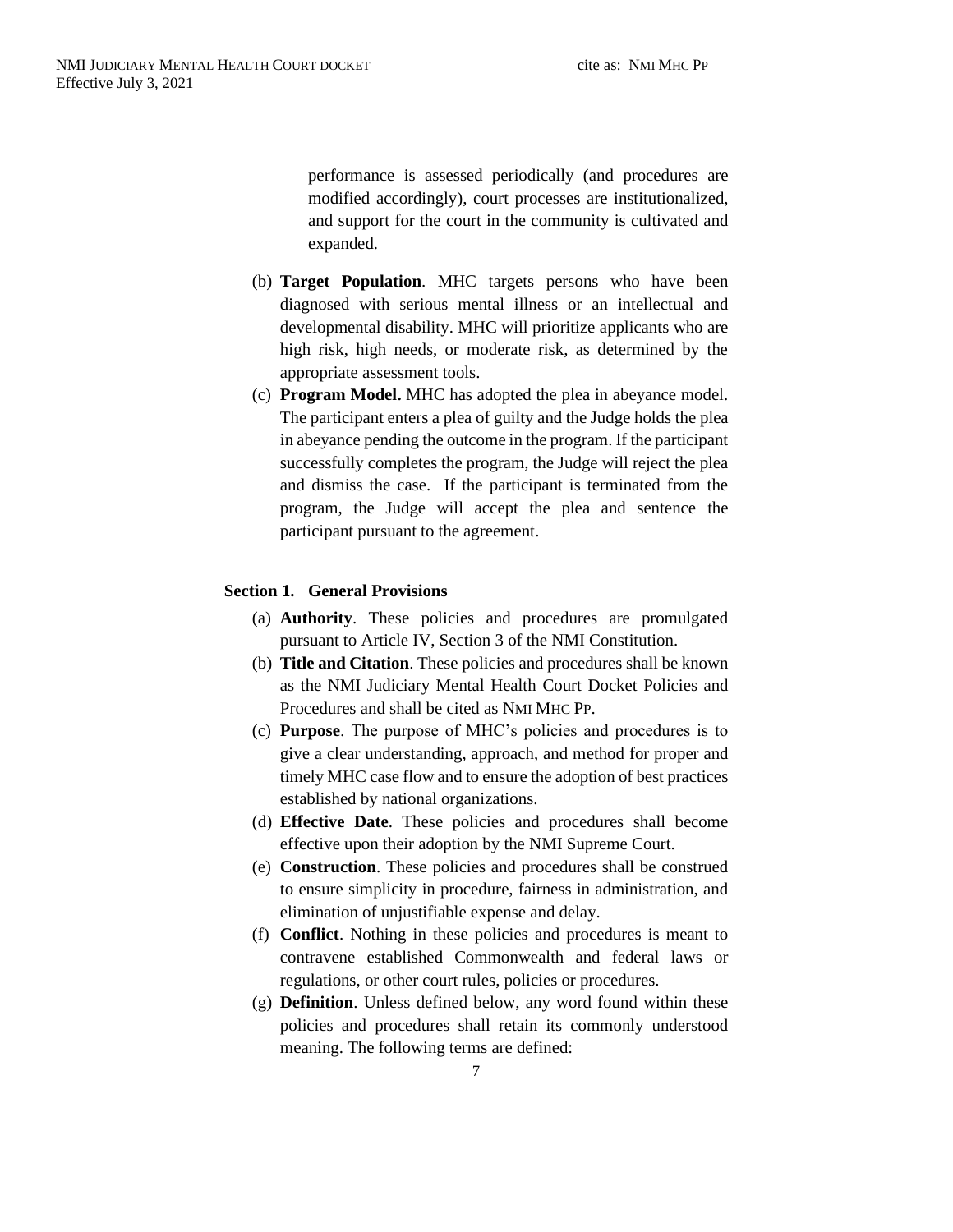performance is assessed periodically (and procedures are modified accordingly), court processes are institutionalized, and support for the court in the community is cultivated and expanded.

(b) **Target Population**. MHC targets persons who have been diagnosed with serious mental illness or an intellectual and developmental disability. MHC will prioritize applicants who are high risk, high needs, or moderate risk, as determined by the appropriate assessment tools.

(c) **Program Model.** MHC has adopted the plea in abeyance model. The participant enters a plea of guilty and the Judge holds the plea in abeyance pending the outcome in the program. If the participant successfully completes the program, the Judge will reject the plea and dismiss the case. If the participant is terminated from the program, the Judge will accept the plea and sentence the participant pursuant to the agreement.

## Section 1. General Provisions

(a) **Authority**. These policies and procedures are promulgated pursuant to Article IV, Section 3 of the NMI Constitution.

(b) **Title and Citation**. These policies and procedures shall be known as the NMI Judiciary Mental Health Court Docket Policies and Procedures and shall be cited as NMI MHC PP.

(c) **Purpose**. The purpose of MHC's policies and procedures is to give a clear understanding, approach, and method for proper and timely MHC case flow and to ensure the adoption of best practices established by national organizations.

(d) **Effective Date**. These policies and procedures shall become effective upon their adoption by the NMI Supreme Court.

(e) **Construction**. These policies and procedures shall be construed to ensure simplicity in procedure, fairness in administration, and elimination of unjustifiable expense and delay.

(f) **Conflict**. Nothing in these policies and procedures is meant to contravene established Commonwealth and federal laws or regulations, or other court rules, policies or procedures.

(g) **Definition**. Unless defined below, any word found within these policies and procedures shall retain its commonly understood meaning. The following terms are defined: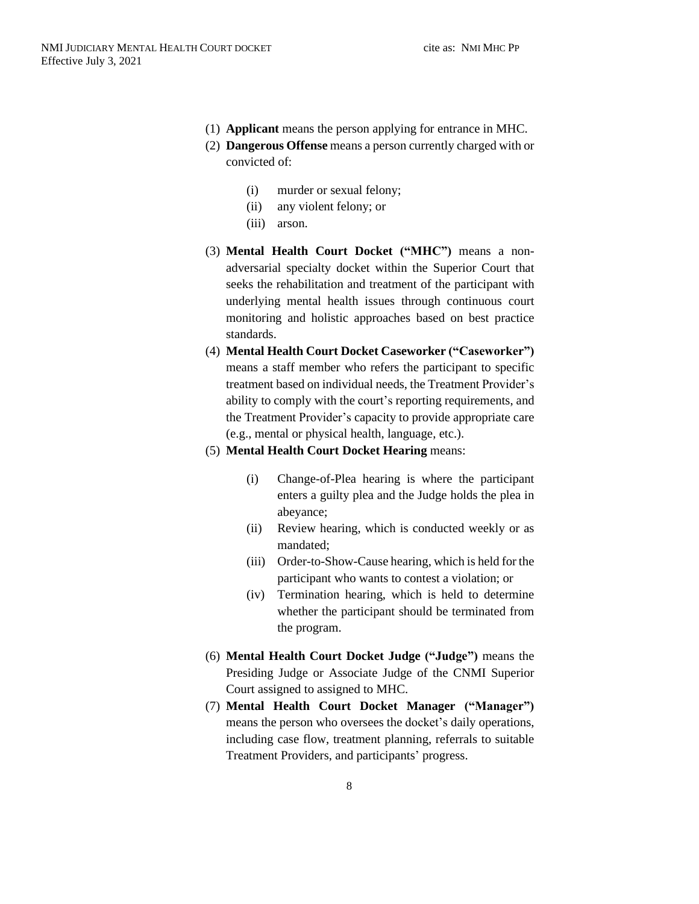(1) **Applicant** means the person applying for entrance in MHC.

(2) **Dangerous Offense** means a person currently charged with or convicted of:

   (i) murder or sexual felony;
   
   (ii) any violent felony; or
   
   (iii) arson.

(3) **Mental Health Court Docket ("MHC")** means a non-adversarial specialty docket within the Superior Court that seeks the rehabilitation and treatment of the participant with underlying mental health issues through continuous court monitoring and holistic approaches based on best practice standards.

(4) **Mental Health Court Docket Caseworker ("Caseworker")** means a staff member who refers the participant to specific treatment based on individual needs, the Treatment Provider's ability to comply with the court's reporting requirements, and the Treatment Provider's capacity to provide appropriate care (e.g., mental or physical health, language, etc.).

(5) **Mental Health Court Docket Hearing** means:

   (i) Change-of-Plea hearing is where the participant enters a guilty plea and the Judge holds the plea in abeyance;
   
   (ii) Review hearing, which is conducted weekly or as mandated;
   
   (iii) Order-to-Show-Cause hearing, which is held for the participant who wants to contest a violation; or
   
   (iv) Termination hearing, which is held to determine whether the participant should be terminated from the program.

(6) **Mental Health Court Docket Judge ("Judge")** means the Presiding Judge or Associate Judge of the CNMI Superior Court assigned to assigned to MHC.

(7) **Mental Health Court Docket Manager ("Manager")** means the person who oversees the docket's daily operations, including case flow, treatment planning, referrals to suitable Treatment Providers, and participants' progress.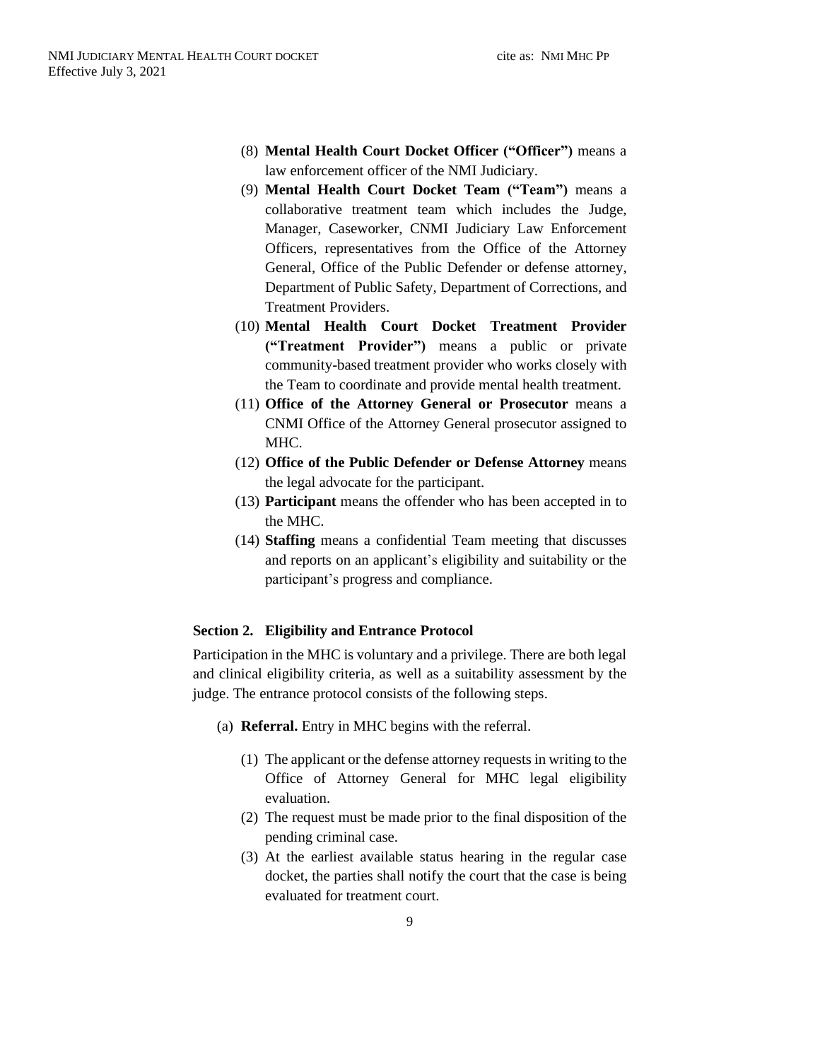(8) **Mental Health Court Docket Officer ("Officer")** means a law enforcement officer of the NMI Judiciary.

(9) **Mental Health Court Docket Team ("Team")** means a collaborative treatment team which includes the Judge, Manager, Caseworker, CNMI Judiciary Law Enforcement Officers, representatives from the Office of the Attorney General, Office of the Public Defender or defense attorney, Department of Public Safety, Department of Corrections, and Treatment Providers.

(10) **Mental Health Court Docket Treatment Provider ("Treatment Provider")** means a public or private community-based treatment provider who works closely with the Team to coordinate and provide mental health treatment.

(11) **Office of the Attorney General or Prosecutor** means a CNMI Office of the Attorney General prosecutor assigned to MHC.

(12) **Office of the Public Defender or Defense Attorney** means the legal advocate for the participant.

(13) **Participant** means the offender who has been accepted in to the MHC.

(14) **Staffing** means a confidential Team meeting that discusses and reports on an applicant's eligibility and suitability or the participant's progress and compliance.

### Section 2. Eligibility and Entrance Protocol

Participation in the MHC is voluntary and a privilege. There are both legal and clinical eligibility criteria, as well as a suitability assessment by the judge. The entrance protocol consists of the following steps.

(a) **Referral.** Entry in MHC begins with the referral.

(1) The applicant or the defense attorney requests in writing to the Office of Attorney General for MHC legal eligibility evaluation.

(2) The request must be made prior to the final disposition of the pending criminal case.

(3) At the earliest available status hearing in the regular case docket, the parties shall notify the court that the case is being evaluated for treatment court.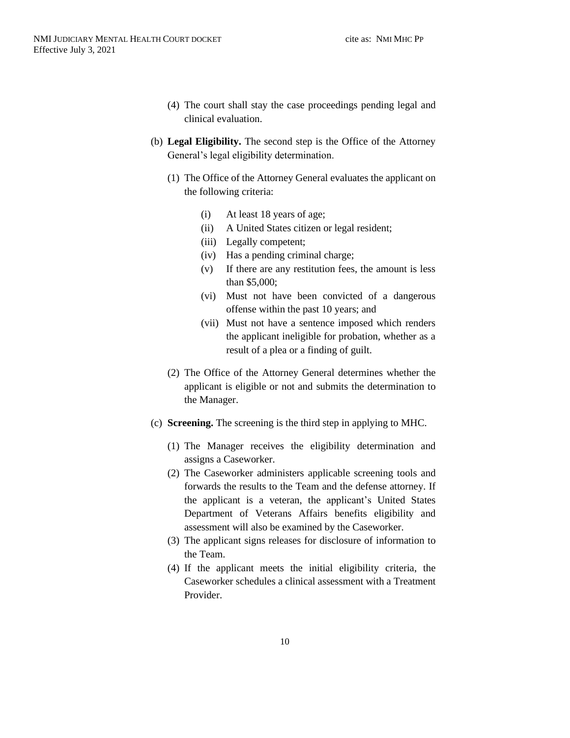(4) The court shall stay the case proceedings pending legal and clinical evaluation.

(b) **Legal Eligibility.** The second step is the Office of the Attorney General's legal eligibility determination.

(1) The Office of the Attorney General evaluates the applicant on the following criteria:

(i) At least 18 years of age;
(ii) A United States citizen or legal resident;
(iii) Legally competent;
(iv) Has a pending criminal charge;
(v) If there are any restitution fees, the amount is less than $5,000;
(vi) Must not have been convicted of a dangerous offense within the past 10 years; and
(vii) Must not have a sentence imposed which renders the applicant ineligible for probation, whether as a result of a plea or a finding of guilt.

(2) The Office of the Attorney General determines whether the applicant is eligible or not and submits the determination to the Manager.

(c) **Screening.** The screening is the third step in applying to MHC.

(1) The Manager receives the eligibility determination and assigns a Caseworker.
(2) The Caseworker administers applicable screening tools and forwards the results to the Team and the defense attorney. If the applicant is a veteran, the applicant's United States Department of Veterans Affairs benefits eligibility and assessment will also be examined by the Caseworker.
(3) The applicant signs releases for disclosure of information to the Team.
(4) If the applicant meets the initial eligibility criteria, the Caseworker schedules a clinical assessment with a Treatment Provider.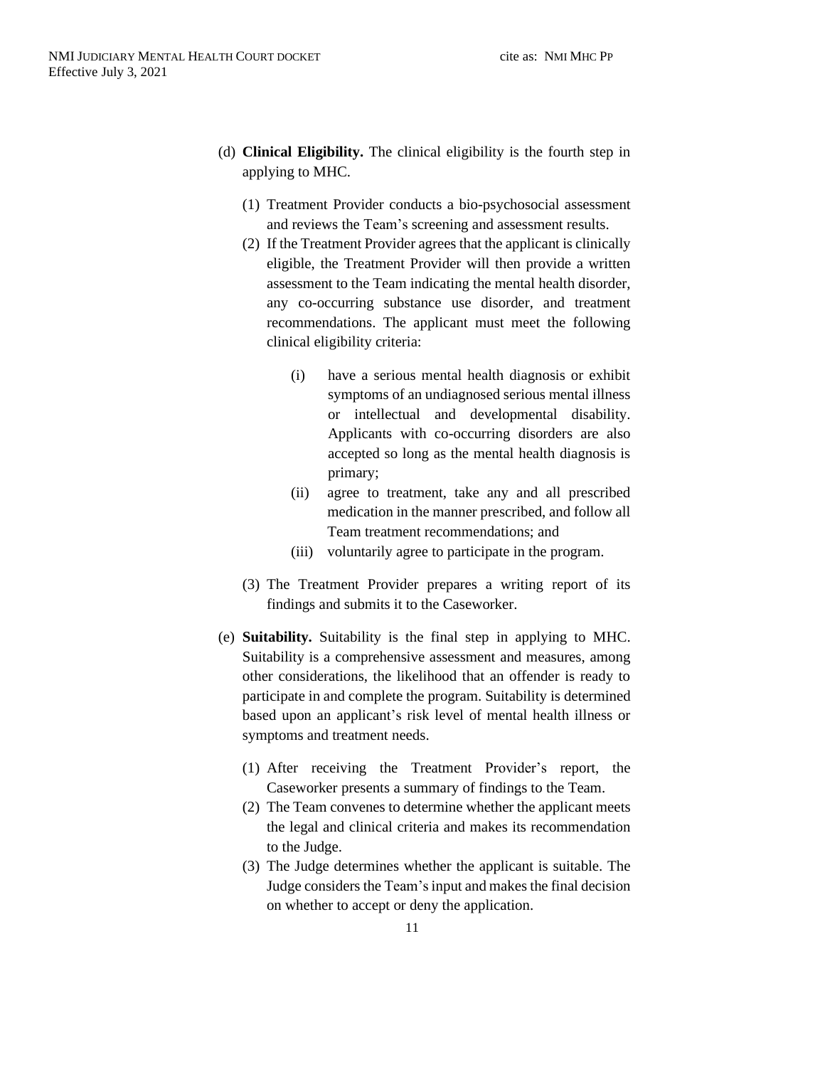(d) **Clinical Eligibility.** The clinical eligibility is the fourth step in applying to MHC.

(1) Treatment Provider conducts a bio-psychosocial assessment and reviews the Team's screening and assessment results.

(2) If the Treatment Provider agrees that the applicant is clinically eligible, the Treatment Provider will then provide a written assessment to the Team indicating the mental health disorder, any co-occurring substance use disorder, and treatment recommendations. The applicant must meet the following clinical eligibility criteria:

(i) have a serious mental health diagnosis or exhibit symptoms of an undiagnosed serious mental illness or intellectual and developmental disability. Applicants with co-occurring disorders are also accepted so long as the mental health diagnosis is primary;

(ii) agree to treatment, take any and all prescribed medication in the manner prescribed, and follow all Team treatment recommendations; and

(iii) voluntarily agree to participate in the program.

(3) The Treatment Provider prepares a writing report of its findings and submits it to the Caseworker.

(e) **Suitability.** Suitability is the final step in applying to MHC. Suitability is a comprehensive assessment and measures, among other considerations, the likelihood that an offender is ready to participate in and complete the program. Suitability is determined based upon an applicant's risk level of mental health illness or symptoms and treatment needs.

(1) After receiving the Treatment Provider's report, the Caseworker presents a summary of findings to the Team.

(2) The Team convenes to determine whether the applicant meets the legal and clinical criteria and makes its recommendation to the Judge.

(3) The Judge determines whether the applicant is suitable. The Judge considers the Team's input and makes the final decision on whether to accept or deny the application.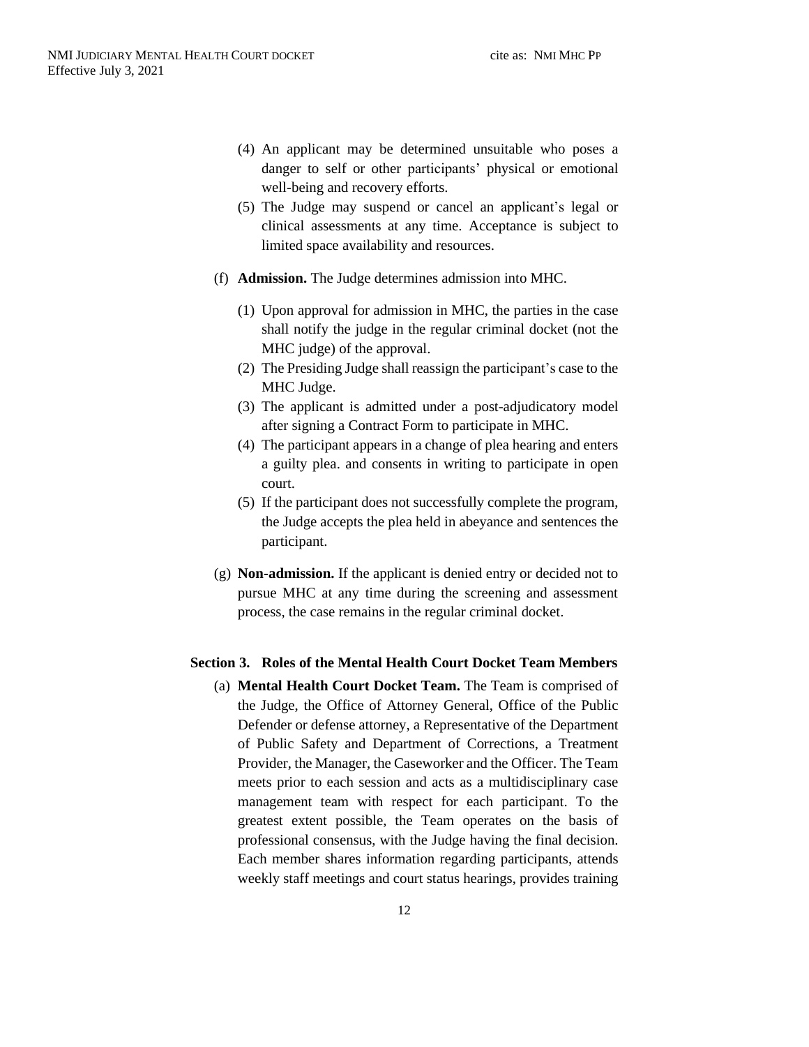(4) An applicant may be determined unsuitable who poses a danger to self or other participants' physical or emotional well-being and recovery efforts.

(5) The Judge may suspend or cancel an applicant's legal or clinical assessments at any time. Acceptance is subject to limited space availability and resources.

(f) **Admission.** The Judge determines admission into MHC.

(1) Upon approval for admission in MHC, the parties in the case shall notify the judge in the regular criminal docket (not the MHC judge) of the approval.

(2) The Presiding Judge shall reassign the participant's case to the MHC Judge.

(3) The applicant is admitted under a post-adjudicatory model after signing a Contract Form to participate in MHC.

(4) The participant appears in a change of plea hearing and enters a guilty plea. and consents in writing to participate in open court.

(5) If the participant does not successfully complete the program, the Judge accepts the plea held in abeyance and sentences the participant.

(g) **Non-admission.** If the applicant is denied entry or decided not to pursue MHC at any time during the screening and assessment process, the case remains in the regular criminal docket.

## Section 3. Roles of the Mental Health Court Docket Team Members

(a) **Mental Health Court Docket Team.** The Team is comprised of the Judge, the Office of Attorney General, Office of the Public Defender or defense attorney, a Representative of the Department of Public Safety and Department of Corrections, a Treatment Provider, the Manager, the Caseworker and the Officer. The Team meets prior to each session and acts as a multidisciplinary case management team with respect for each participant. To the greatest extent possible, the Team operates on the basis of professional consensus, with the Judge having the final decision. Each member shares information regarding participants, attends weekly staff meetings and court status hearings, provides training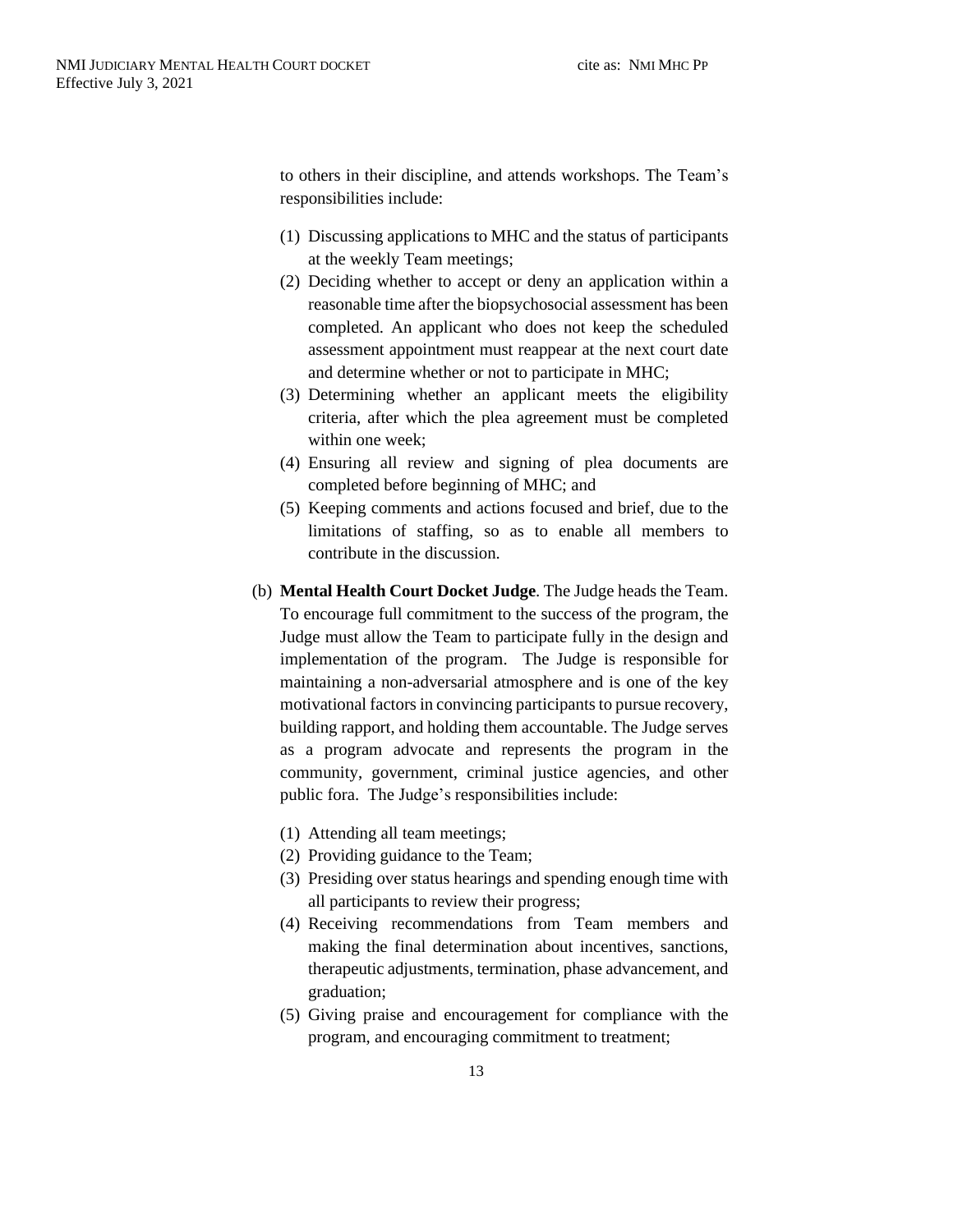to others in their discipline, and attends workshops. The Team's responsibilities include:

(1) Discussing applications to MHC and the status of participants at the weekly Team meetings;
(2) Deciding whether to accept or deny an application within a reasonable time after the biopsychosocial assessment has been completed. An applicant who does not keep the scheduled assessment appointment must reappear at the next court date and determine whether or not to participate in MHC;
(3) Determining whether an applicant meets the eligibility criteria, after which the plea agreement must be completed within one week;
(4) Ensuring all review and signing of plea documents are completed before beginning of MHC; and
(5) Keeping comments and actions focused and brief, due to the limitations of staffing, so as to enable all members to contribute in the discussion.

(b) **Mental Health Court Docket Judge**. The Judge heads the Team. To encourage full commitment to the success of the program, the Judge must allow the Team to participate fully in the design and implementation of the program. The Judge is responsible for maintaining a non-adversarial atmosphere and is one of the key motivational factors in convincing participants to pursue recovery, building rapport, and holding them accountable. The Judge serves as a program advocate and represents the program in the community, government, criminal justice agencies, and other public fora. The Judge's responsibilities include:

(1) Attending all team meetings;
(2) Providing guidance to the Team;
(3) Presiding over status hearings and spending enough time with all participants to review their progress;
(4) Receiving recommendations from Team members and making the final determination about incentives, sanctions, therapeutic adjustments, termination, phase advancement, and graduation;
(5) Giving praise and encouragement for compliance with the program, and encouraging commitment to treatment;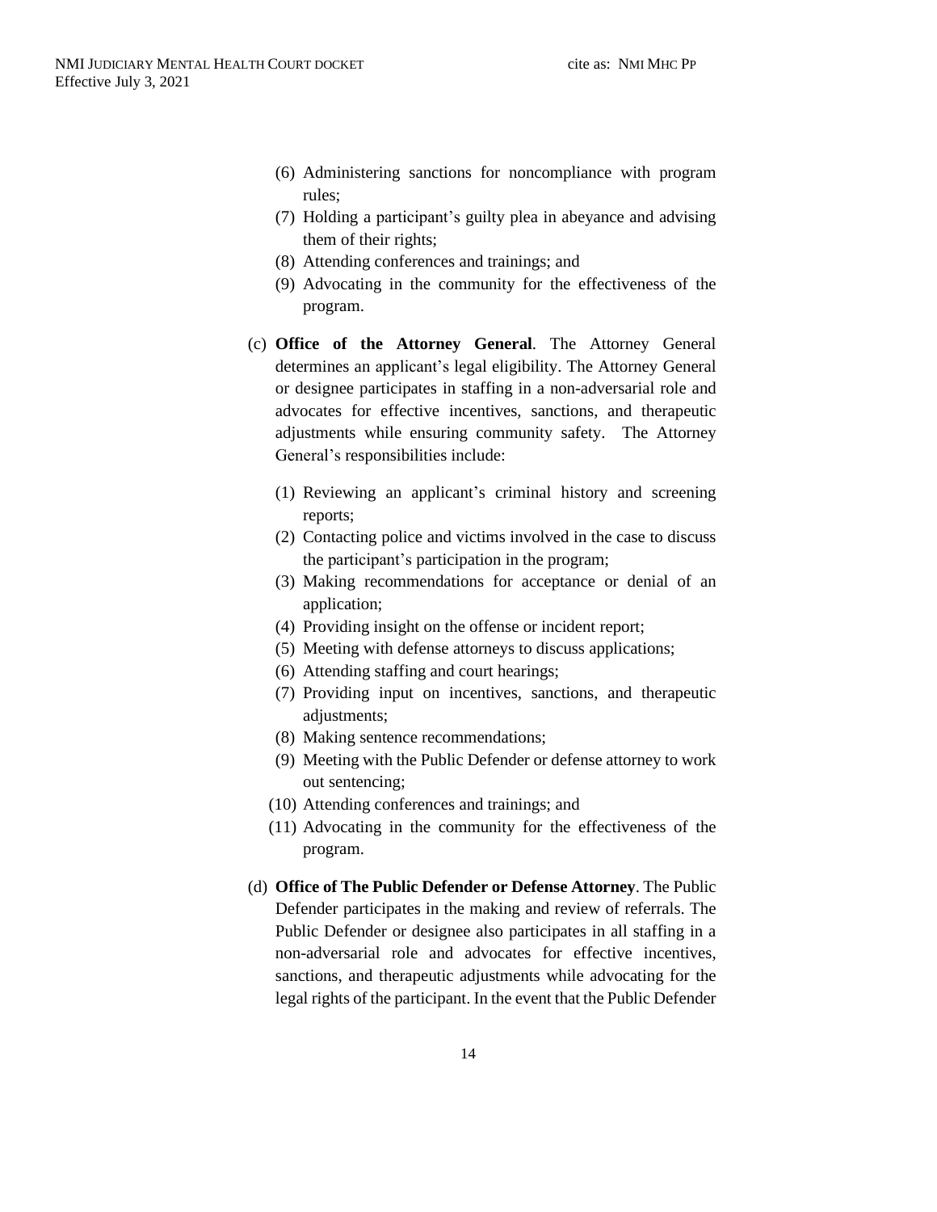(6) Administering sanctions for noncompliance with program rules;
(7) Holding a participant's guilty plea in abeyance and advising them of their rights;
(8) Attending conferences and trainings; and
(9) Advocating in the community for the effectiveness of the program.

(c) **Office of the Attorney General**. The Attorney General determines an applicant's legal eligibility. The Attorney General or designee participates in staffing in a non-adversarial role and advocates for effective incentives, sanctions, and therapeutic adjustments while ensuring community safety. The Attorney General's responsibilities include:

(1) Reviewing an applicant's criminal history and screening reports;
(2) Contacting police and victims involved in the case to discuss the participant's participation in the program;
(3) Making recommendations for acceptance or denial of an application;
(4) Providing insight on the offense or incident report;
(5) Meeting with defense attorneys to discuss applications;
(6) Attending staffing and court hearings;
(7) Providing input on incentives, sanctions, and therapeutic adjustments;
(8) Making sentence recommendations;
(9) Meeting with the Public Defender or defense attorney to work out sentencing;
(10) Attending conferences and trainings; and
(11) Advocating in the community for the effectiveness of the program.

(d) **Office of The Public Defender or Defense Attorney**. The Public Defender participates in the making and review of referrals. The Public Defender or designee also participates in all staffing in a non-adversarial role and advocates for effective incentives, sanctions, and therapeutic adjustments while advocating for the legal rights of the participant. In the event that the Public Defender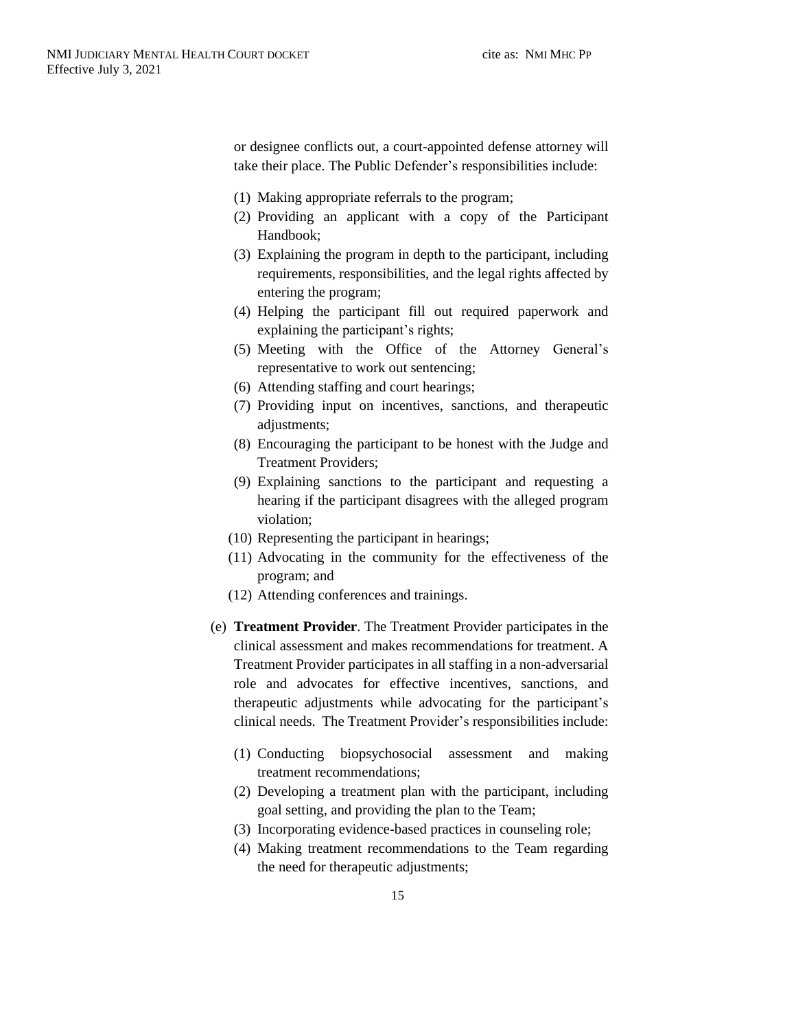or designee conflicts out, a court-appointed defense attorney will take their place. The Public Defender's responsibilities include:

(1) Making appropriate referrals to the program;
(2) Providing an applicant with a copy of the Participant Handbook;
(3) Explaining the program in depth to the participant, including requirements, responsibilities, and the legal rights affected by entering the program;
(4) Helping the participant fill out required paperwork and explaining the participant's rights;
(5) Meeting with the Office of the Attorney General's representative to work out sentencing;
(6) Attending staffing and court hearings;
(7) Providing input on incentives, sanctions, and therapeutic adjustments;
(8) Encouraging the participant to be honest with the Judge and Treatment Providers;
(9) Explaining sanctions to the participant and requesting a hearing if the participant disagrees with the alleged program violation;
(10) Representing the participant in hearings;
(11) Advocating in the community for the effectiveness of the program; and
(12) Attending conferences and trainings.

(e) **Treatment Provider**. The Treatment Provider participates in the clinical assessment and makes recommendations for treatment. A Treatment Provider participates in all staffing in a non-adversarial role and advocates for effective incentives, sanctions, and therapeutic adjustments while advocating for the participant's clinical needs. The Treatment Provider's responsibilities include:

(1) Conducting biopsychosocial assessment and making treatment recommendations;
(2) Developing a treatment plan with the participant, including goal setting, and providing the plan to the Team;
(3) Incorporating evidence-based practices in counseling role;
(4) Making treatment recommendations to the Team regarding the need for therapeutic adjustments;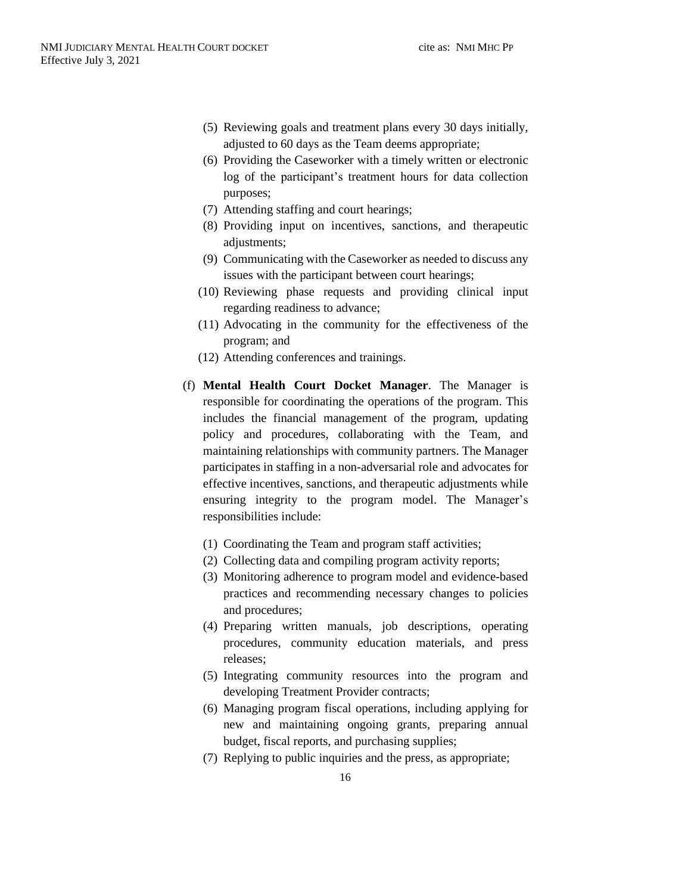(5) Reviewing goals and treatment plans every 30 days initially, adjusted to 60 days as the Team deems appropriate;

(6) Providing the Caseworker with a timely written or electronic log of the participant's treatment hours for data collection purposes;

(7) Attending staffing and court hearings;

(8) Providing input on incentives, sanctions, and therapeutic adjustments;

(9) Communicating with the Caseworker as needed to discuss any issues with the participant between court hearings;

(10) Reviewing phase requests and providing clinical input regarding readiness to advance;

(11) Advocating in the community for the effectiveness of the program; and

(12) Attending conferences and trainings.

(f) **Mental Health Court Docket Manager**. The Manager is responsible for coordinating the operations of the program. This includes the financial management of the program, updating policy and procedures, collaborating with the Team, and maintaining relationships with community partners. The Manager participates in staffing in a non-adversarial role and advocates for effective incentives, sanctions, and therapeutic adjustments while ensuring integrity to the program model. The Manager's responsibilities include:

(1) Coordinating the Team and program staff activities;

(2) Collecting data and compiling program activity reports;

(3) Monitoring adherence to program model and evidence-based practices and recommending necessary changes to policies and procedures;

(4) Preparing written manuals, job descriptions, operating procedures, community education materials, and press releases;

(5) Integrating community resources into the program and developing Treatment Provider contracts;

(6) Managing program fiscal operations, including applying for new and maintaining ongoing grants, preparing annual budget, fiscal reports, and purchasing supplies;

(7) Replying to public inquiries and the press, as appropriate;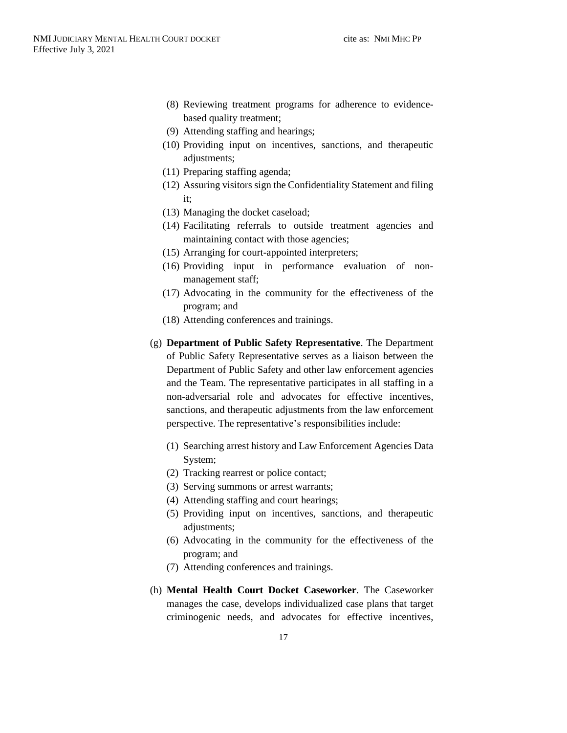(8) Reviewing treatment programs for adherence to evidence-based quality treatment;
(9) Attending staffing and hearings;
(10) Providing input on incentives, sanctions, and therapeutic adjustments;
(11) Preparing staffing agenda;
(12) Assuring visitors sign the Confidentiality Statement and filing it;
(13) Managing the docket caseload;
(14) Facilitating referrals to outside treatment agencies and maintaining contact with those agencies;
(15) Arranging for court-appointed interpreters;
(16) Providing input in performance evaluation of non-management staff;
(17) Advocating in the community for the effectiveness of the program; and
(18) Attending conferences and trainings.

(g) **Department of Public Safety Representative**. The Department of Public Safety Representative serves as a liaison between the Department of Public Safety and other law enforcement agencies and the Team. The representative participates in all staffing in a non-adversarial role and advocates for effective incentives, sanctions, and therapeutic adjustments from the law enforcement perspective. The representative's responsibilities include:

(1) Searching arrest history and Law Enforcement Agencies Data System;
(2) Tracking rearrest or police contact;
(3) Serving summons or arrest warrants;
(4) Attending staffing and court hearings;
(5) Providing input on incentives, sanctions, and therapeutic adjustments;
(6) Advocating in the community for the effectiveness of the program; and
(7) Attending conferences and trainings.

(h) **Mental Health Court Docket Caseworker**. The Caseworker manages the case, develops individualized case plans that target criminogenic needs, and advocates for effective incentives,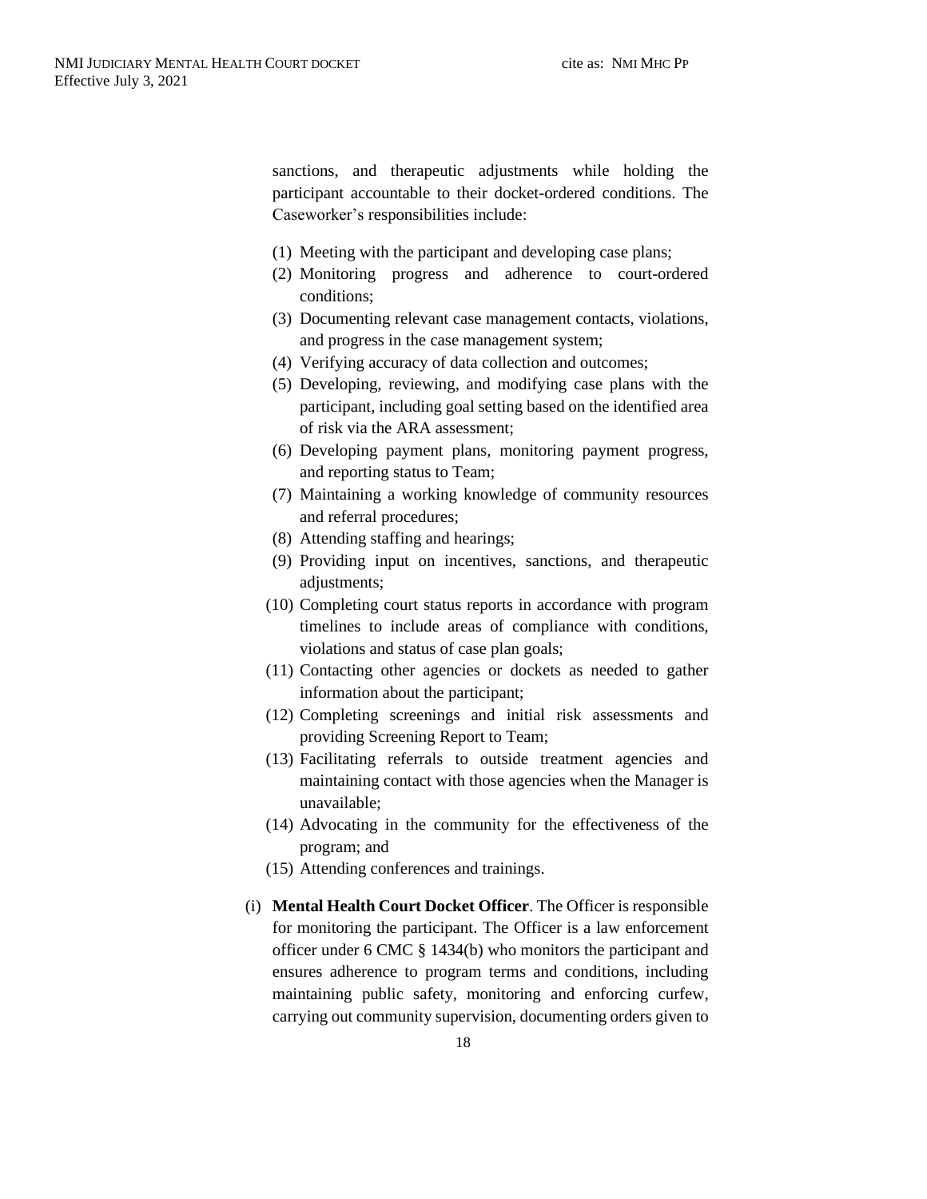sanctions, and therapeutic adjustments while holding the participant accountable to their docket-ordered conditions. The Caseworker's responsibilities include:

(1) Meeting with the participant and developing case plans;
(2) Monitoring progress and adherence to court-ordered conditions;
(3) Documenting relevant case management contacts, violations, and progress in the case management system;
(4) Verifying accuracy of data collection and outcomes;
(5) Developing, reviewing, and modifying case plans with the participant, including goal setting based on the identified area of risk via the ARA assessment;
(6) Developing payment plans, monitoring payment progress, and reporting status to Team;
(7) Maintaining a working knowledge of community resources and referral procedures;
(8) Attending staffing and hearings;
(9) Providing input on incentives, sanctions, and therapeutic adjustments;
(10) Completing court status reports in accordance with program timelines to include areas of compliance with conditions, violations and status of case plan goals;
(11) Contacting other agencies or dockets as needed to gather information about the participant;
(12) Completing screenings and initial risk assessments and providing Screening Report to Team;
(13) Facilitating referrals to outside treatment agencies and maintaining contact with those agencies when the Manager is unavailable;
(14) Advocating in the community for the effectiveness of the program; and
(15) Attending conferences and trainings.

(i) **Mental Health Court Docket Officer**. The Officer is responsible for monitoring the participant. The Officer is a law enforcement officer under 6 CMC § 1434(b) who monitors the participant and ensures adherence to program terms and conditions, including maintaining public safety, monitoring and enforcing curfew, carrying out community supervision, documenting orders given to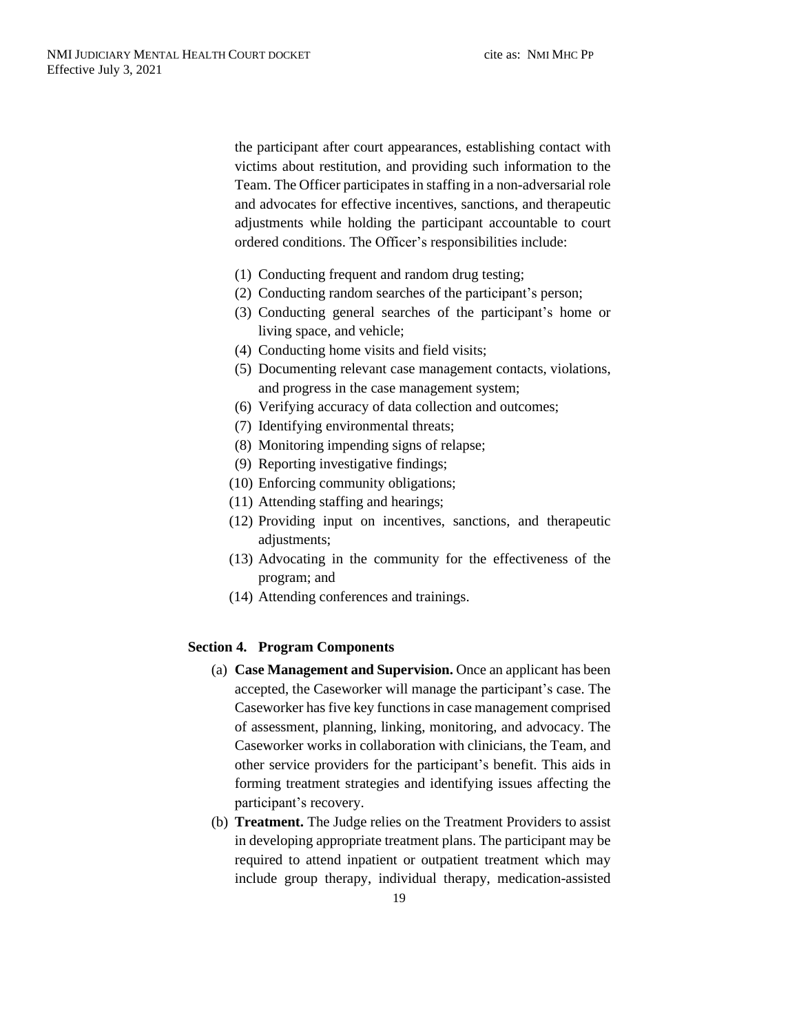the participant after court appearances, establishing contact with victims about restitution, and providing such information to the Team. The Officer participates in staffing in a non-adversarial role and advocates for effective incentives, sanctions, and therapeutic adjustments while holding the participant accountable to court ordered conditions. The Officer's responsibilities include:

(1) Conducting frequent and random drug testing;
(2) Conducting random searches of the participant's person;
(3) Conducting general searches of the participant's home or living space, and vehicle;
(4) Conducting home visits and field visits;
(5) Documenting relevant case management contacts, violations, and progress in the case management system;
(6) Verifying accuracy of data collection and outcomes;
(7) Identifying environmental threats;
(8) Monitoring impending signs of relapse;
(9) Reporting investigative findings;
(10) Enforcing community obligations;
(11) Attending staffing and hearings;
(12) Providing input on incentives, sanctions, and therapeutic adjustments;
(13) Advocating in the community for the effectiveness of the program; and
(14) Attending conferences and trainings.

## Section 4. Program Components

(a) **Case Management and Supervision.** Once an applicant has been accepted, the Caseworker will manage the participant's case. The Caseworker has five key functions in case management comprised of assessment, planning, linking, monitoring, and advocacy. The Caseworker works in collaboration with clinicians, the Team, and other service providers for the participant's benefit. This aids in forming treatment strategies and identifying issues affecting the participant's recovery.

(b) **Treatment.** The Judge relies on the Treatment Providers to assist in developing appropriate treatment plans. The participant may be required to attend inpatient or outpatient treatment which may include group therapy, individual therapy, medication-assisted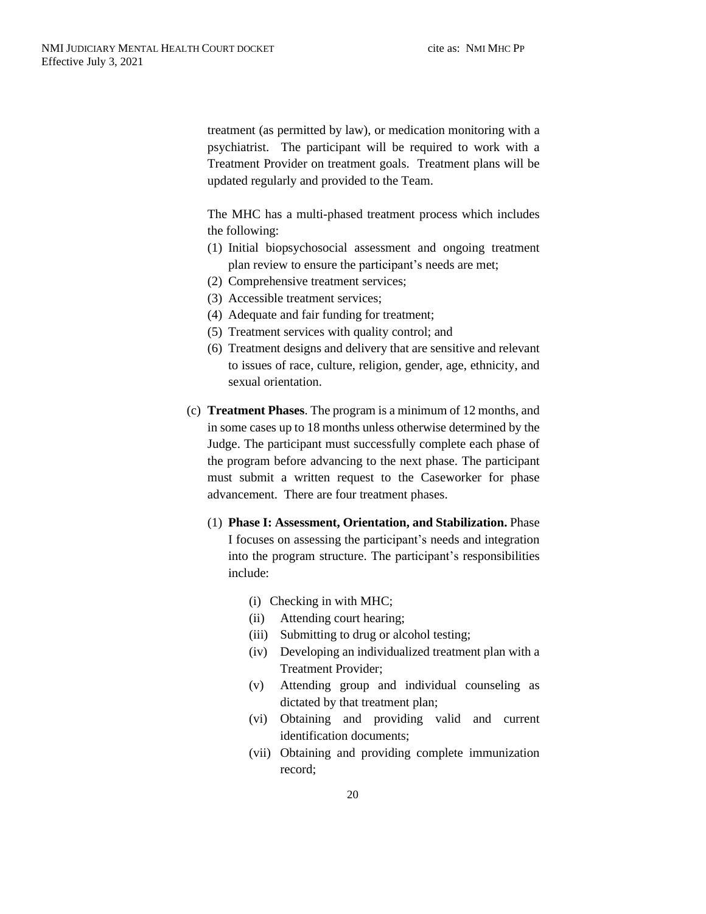treatment (as permitted by law), or medication monitoring with a psychiatrist. The participant will be required to work with a Treatment Provider on treatment goals. Treatment plans will be updated regularly and provided to the Team.

The MHC has a multi-phased treatment process which includes the following:

(1) Initial biopsychosocial assessment and ongoing treatment plan review to ensure the participant's needs are met;
(2) Comprehensive treatment services;
(3) Accessible treatment services;
(4) Adequate and fair funding for treatment;
(5) Treatment services with quality control; and
(6) Treatment designs and delivery that are sensitive and relevant to issues of race, culture, religion, gender, age, ethnicity, and sexual orientation.

(c) **Treatment Phases**. The program is a minimum of 12 months, and in some cases up to 18 months unless otherwise determined by the Judge. The participant must successfully complete each phase of the program before advancing to the next phase. The participant must submit a written request to the Caseworker for phase advancement. There are four treatment phases.

(1) **Phase I: Assessment, Orientation, and Stabilization.** Phase I focuses on assessing the participant's needs and integration into the program structure. The participant's responsibilities include:

(i) Checking in with MHC;
(ii) Attending court hearing;
(iii) Submitting to drug or alcohol testing;
(iv) Developing an individualized treatment plan with a Treatment Provider;
(v) Attending group and individual counseling as dictated by that treatment plan;
(vi) Obtaining and providing valid and current identification documents;
(vii) Obtaining and providing complete immunization record;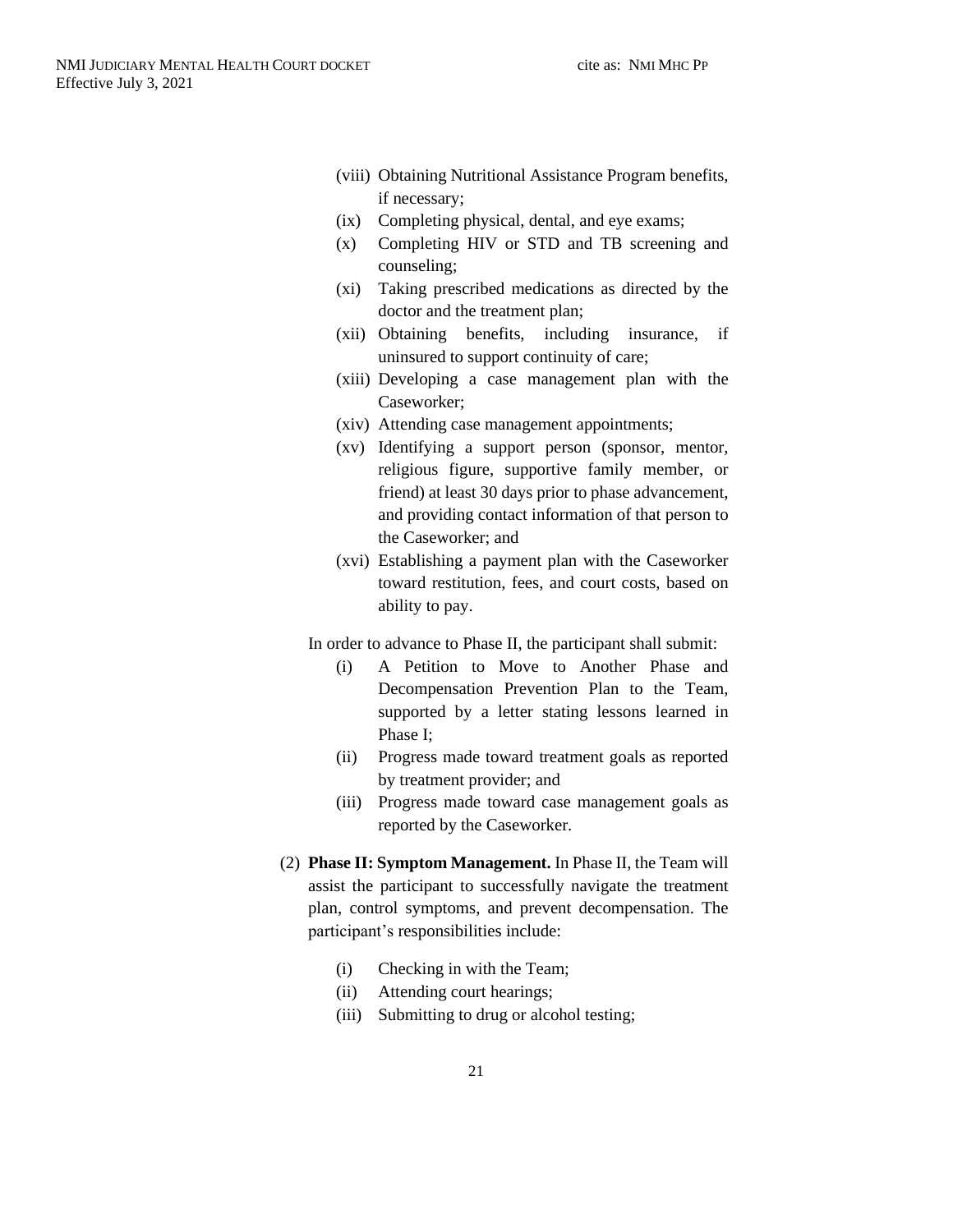(viii) Obtaining Nutritional Assistance Program benefits, if necessary;
(ix) Completing physical, dental, and eye exams;
(x) Completing HIV or STD and TB screening and counseling;
(xi) Taking prescribed medications as directed by the doctor and the treatment plan;
(xii) Obtaining benefits, including insurance, if uninsured to support continuity of care;
(xiii) Developing a case management plan with the Caseworker;
(xiv) Attending case management appointments;
(xv) Identifying a support person (sponsor, mentor, religious figure, supportive family member, or friend) at least 30 days prior to phase advancement, and providing contact information of that person to the Caseworker; and
(xvi) Establishing a payment plan with the Caseworker toward restitution, fees, and court costs, based on ability to pay.

In order to advance to Phase II, the participant shall submit:

(i) A Petition to Move to Another Phase and Decompensation Prevention Plan to the Team, supported by a letter stating lessons learned in Phase I;
(ii) Progress made toward treatment goals as reported by treatment provider; and
(iii) Progress made toward case management goals as reported by the Caseworker.

(2) **Phase II: Symptom Management.** In Phase II, the Team will assist the participant to successfully navigate the treatment plan, control symptoms, and prevent decompensation. The participant's responsibilities include:

(i) Checking in with the Team;
(ii) Attending court hearings;
(iii) Submitting to drug or alcohol testing;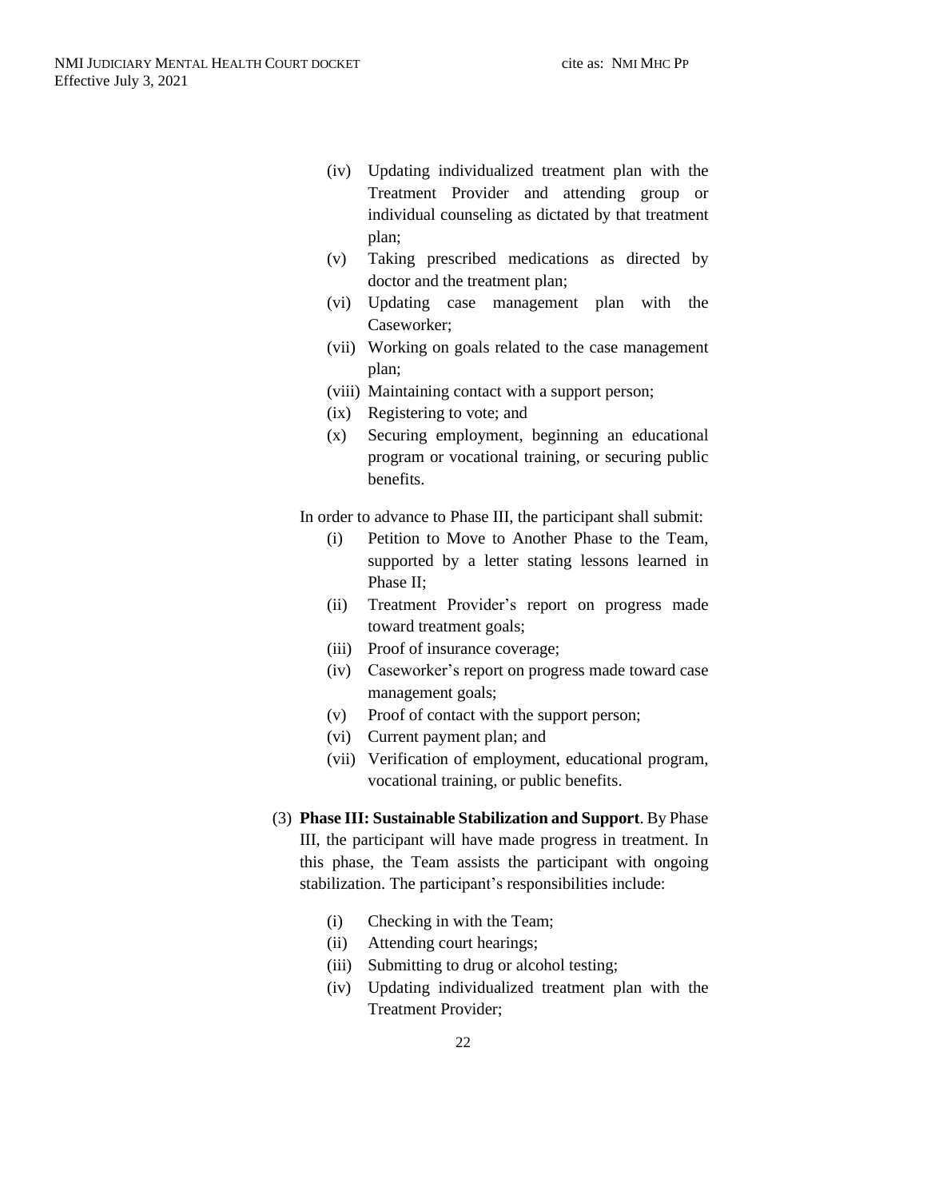(iv) Updating individualized treatment plan with the Treatment Provider and attending group or individual counseling as dictated by that treatment plan;

(v) Taking prescribed medications as directed by doctor and the treatment plan;

(vi) Updating case management plan with the Caseworker;

(vii) Working on goals related to the case management plan;

(viii) Maintaining contact with a support person;

(ix) Registering to vote; and

(x) Securing employment, beginning an educational program or vocational training, or securing public benefits.

In order to advance to Phase III, the participant shall submit:

(i) Petition to Move to Another Phase to the Team, supported by a letter stating lessons learned in Phase II;

(ii) Treatment Provider's report on progress made toward treatment goals;

(iii) Proof of insurance coverage;

(iv) Caseworker's report on progress made toward case management goals;

(v) Proof of contact with the support person;

(vi) Current payment plan; and

(vii) Verification of employment, educational program, vocational training, or public benefits.

(3) **Phase III: Sustainable Stabilization and Support**. By Phase III, the participant will have made progress in treatment. In this phase, the Team assists the participant with ongoing stabilization. The participant's responsibilities include:

(i) Checking in with the Team;

(ii) Attending court hearings;

(iii) Submitting to drug or alcohol testing;

(iv) Updating individualized treatment plan with the Treatment Provider;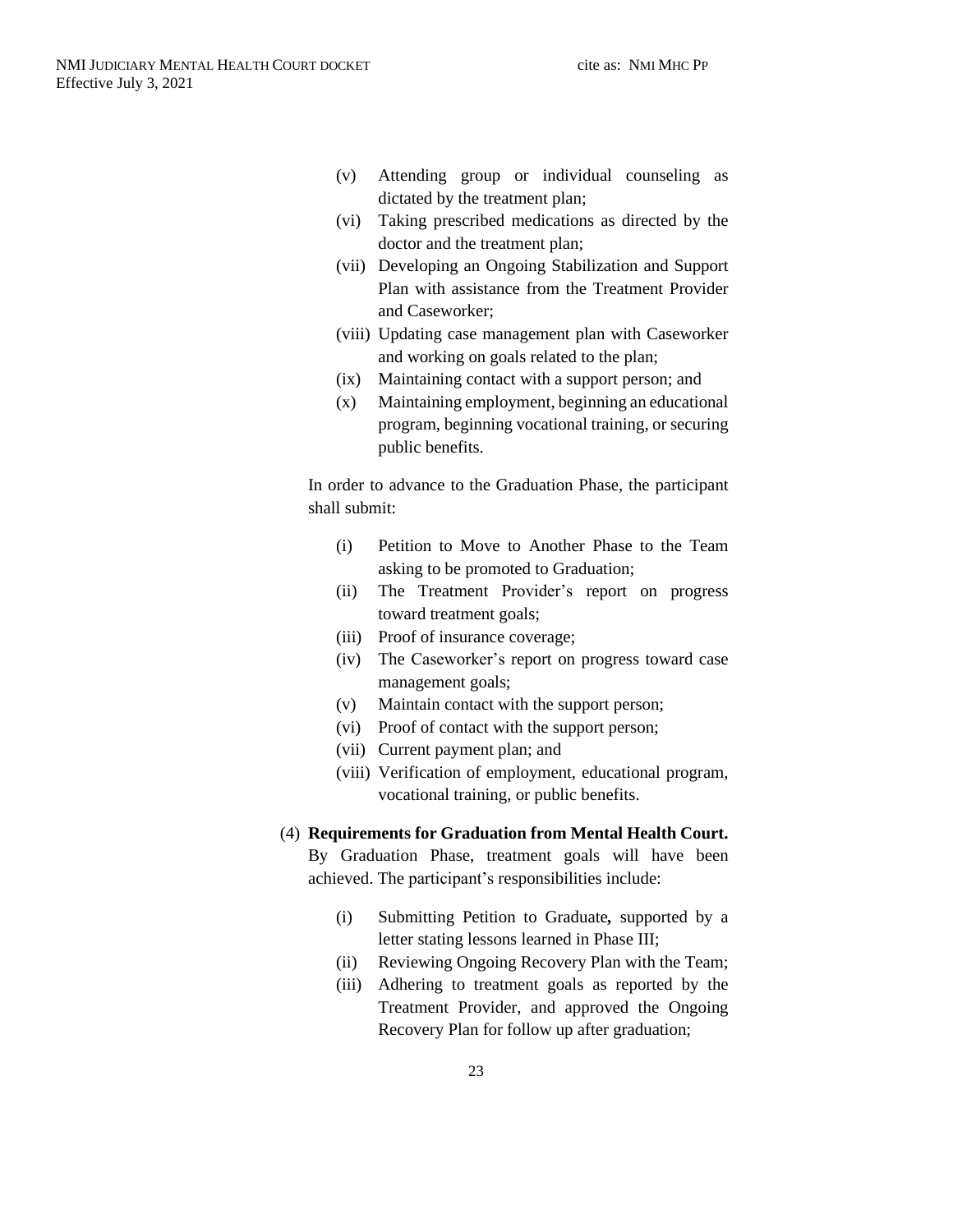(v) Attending group or individual counseling as dictated by the treatment plan;
(vi) Taking prescribed medications as directed by the doctor and the treatment plan;
(vii) Developing an Ongoing Stabilization and Support Plan with assistance from the Treatment Provider and Caseworker;
(viii) Updating case management plan with Caseworker and working on goals related to the plan;
(ix) Maintaining contact with a support person; and
(x) Maintaining employment, beginning an educational program, beginning vocational training, or securing public benefits.

In order to advance to the Graduation Phase, the participant shall submit:

(i) Petition to Move to Another Phase to the Team asking to be promoted to Graduation;
(ii) The Treatment Provider's report on progress toward treatment goals;
(iii) Proof of insurance coverage;
(iv) The Caseworker's report on progress toward case management goals;
(v) Maintain contact with the support person;
(vi) Proof of contact with the support person;
(vii) Current payment plan; and
(viii) Verification of employment, educational program, vocational training, or public benefits.

(4) **Requirements for Graduation from Mental Health Court.** By Graduation Phase, treatment goals will have been achieved. The participant's responsibilities include:

(i) Submitting Petition to Graduate**,** supported by a letter stating lessons learned in Phase III;
(ii) Reviewing Ongoing Recovery Plan with the Team;
(iii) Adhering to treatment goals as reported by the Treatment Provider, and approved the Ongoing Recovery Plan for follow up after graduation;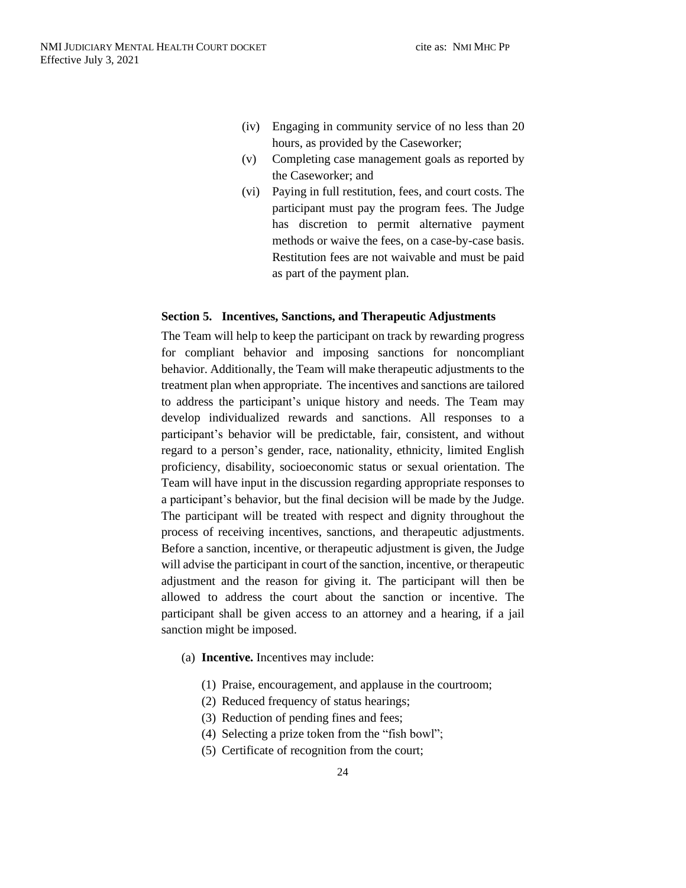(iv) Engaging in community service of no less than 20 hours, as provided by the Caseworker;

(v) Completing case management goals as reported by the Caseworker; and

(vi) Paying in full restitution, fees, and court costs. The participant must pay the program fees. The Judge has discretion to permit alternative payment methods or waive the fees, on a case-by-case basis. Restitution fees are not waivable and must be paid as part of the payment plan.

**Section 5. Incentives, Sanctions, and Therapeutic Adjustments**

The Team will help to keep the participant on track by rewarding progress for compliant behavior and imposing sanctions for noncompliant behavior. Additionally, the Team will make therapeutic adjustments to the treatment plan when appropriate. The incentives and sanctions are tailored to address the participant's unique history and needs. The Team may develop individualized rewards and sanctions. All responses to a participant's behavior will be predictable, fair, consistent, and without regard to a person's gender, race, nationality, ethnicity, limited English proficiency, disability, socioeconomic status or sexual orientation. The Team will have input in the discussion regarding appropriate responses to a participant's behavior, but the final decision will be made by the Judge. The participant will be treated with respect and dignity throughout the process of receiving incentives, sanctions, and therapeutic adjustments. Before a sanction, incentive, or therapeutic adjustment is given, the Judge will advise the participant in court of the sanction, incentive, or therapeutic adjustment and the reason for giving it. The participant will then be allowed to address the court about the sanction or incentive. The participant shall be given access to an attorney and a hearing, if a jail sanction might be imposed.

(a) **Incentive.** Incentives may include:

(1) Praise, encouragement, and applause in the courtroom;
(2) Reduced frequency of status hearings;
(3) Reduction of pending fines and fees;
(4) Selecting a prize token from the "fish bowl";
(5) Certificate of recognition from the court;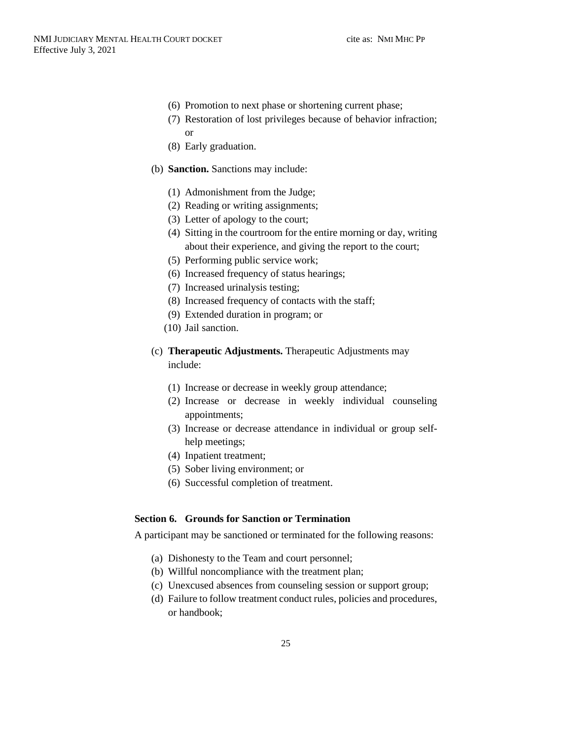(6) Promotion to next phase or shortening current phase;
(7) Restoration of lost privileges because of behavior infraction; or
(8) Early graduation.

(b) **Sanction.** Sanctions may include:

(1) Admonishment from the Judge;
(2) Reading or writing assignments;
(3) Letter of apology to the court;
(4) Sitting in the courtroom for the entire morning or day, writing about their experience, and giving the report to the court;
(5) Performing public service work;
(6) Increased frequency of status hearings;
(7) Increased urinalysis testing;
(8) Increased frequency of contacts with the staff;
(9) Extended duration in program; or
(10) Jail sanction.

(c) **Therapeutic Adjustments.** Therapeutic Adjustments may include:

(1) Increase or decrease in weekly group attendance;
(2) Increase or decrease in weekly individual counseling appointments;
(3) Increase or decrease attendance in individual or group self-help meetings;
(4) Inpatient treatment;
(5) Sober living environment; or
(6) Successful completion of treatment.

### Section 6. Grounds for Sanction or Termination

A participant may be sanctioned or terminated for the following reasons:

(a) Dishonesty to the Team and court personnel;
(b) Willful noncompliance with the treatment plan;
(c) Unexcused absences from counseling session or support group;
(d) Failure to follow treatment conduct rules, policies and procedures, or handbook;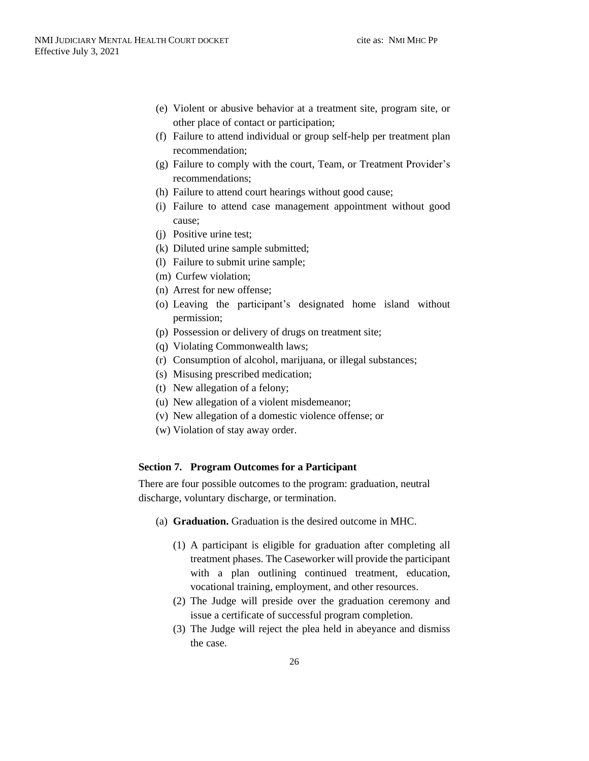(e) Violent or abusive behavior at a treatment site, program site, or other place of contact or participation;
(f) Failure to attend individual or group self-help per treatment plan recommendation;
(g) Failure to comply with the court, Team, or Treatment Provider's recommendations;
(h) Failure to attend court hearings without good cause;
(i) Failure to attend case management appointment without good cause;
(j) Positive urine test;
(k) Diluted urine sample submitted;
(l) Failure to submit urine sample;
(m) Curfew violation;
(n) Arrest for new offense;
(o) Leaving the participant's designated home island without permission;
(p) Possession or delivery of drugs on treatment site;
(q) Violating Commonwealth laws;
(r) Consumption of alcohol, marijuana, or illegal substances;
(s) Misusing prescribed medication;
(t) New allegation of a felony;
(u) New allegation of a violent misdemeanor;
(v) New allegation of a domestic violence offense; or
(w) Violation of stay away order.

### Section 7. Program Outcomes for a Participant

There are four possible outcomes to the program: graduation, neutral discharge, voluntary discharge, or termination.

(a) **Graduation.** Graduation is the desired outcome in MHC.

(1) A participant is eligible for graduation after completing all treatment phases. The Caseworker will provide the participant with a plan outlining continued treatment, education, vocational training, employment, and other resources.
(2) The Judge will preside over the graduation ceremony and issue a certificate of successful program completion.
(3) The Judge will reject the plea held in abeyance and dismiss the case.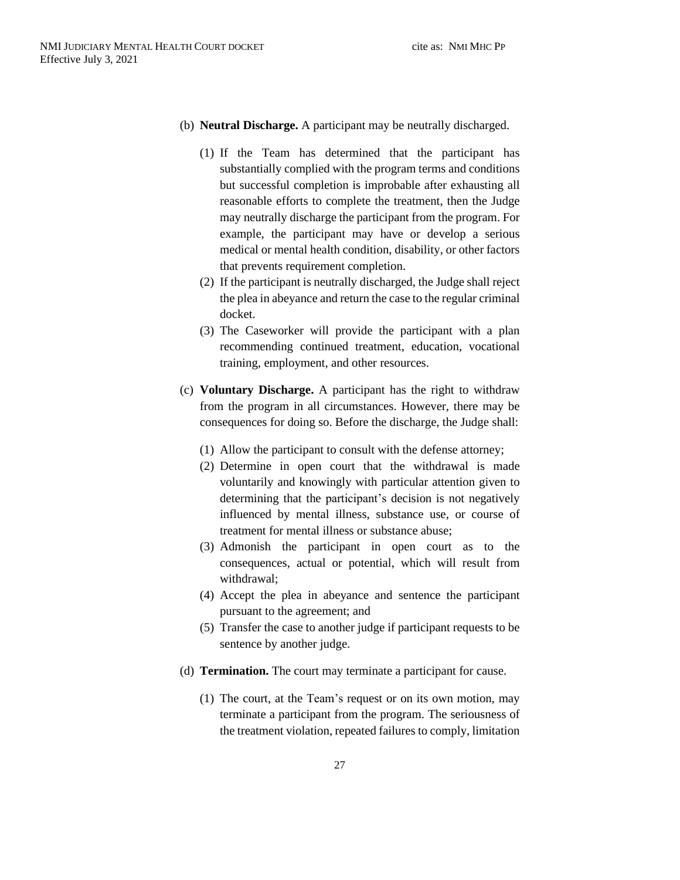(b) **Neutral Discharge.** A participant may be neutrally discharged.

(1) If the Team has determined that the participant has substantially complied with the program terms and conditions but successful completion is improbable after exhausting all reasonable efforts to complete the treatment, then the Judge may neutrally discharge the participant from the program. For example, the participant may have or develop a serious medical or mental health condition, disability, or other factors that prevents requirement completion.

(2) If the participant is neutrally discharged, the Judge shall reject the plea in abeyance and return the case to the regular criminal docket.

(3) The Caseworker will provide the participant with a plan recommending continued treatment, education, vocational training, employment, and other resources.

(c) **Voluntary Discharge.** A participant has the right to withdraw from the program in all circumstances. However, there may be consequences for doing so. Before the discharge, the Judge shall:

(1) Allow the participant to consult with the defense attorney;

(2) Determine in open court that the withdrawal is made voluntarily and knowingly with particular attention given to determining that the participant's decision is not negatively influenced by mental illness, substance use, or course of treatment for mental illness or substance abuse;

(3) Admonish the participant in open court as to the consequences, actual or potential, which will result from withdrawal;

(4) Accept the plea in abeyance and sentence the participant pursuant to the agreement; and

(5) Transfer the case to another judge if participant requests to be sentence by another judge.

(d) **Termination.** The court may terminate a participant for cause.

(1) The court, at the Team's request or on its own motion, may terminate a participant from the program. The seriousness of the treatment violation, repeated failures to comply, limitation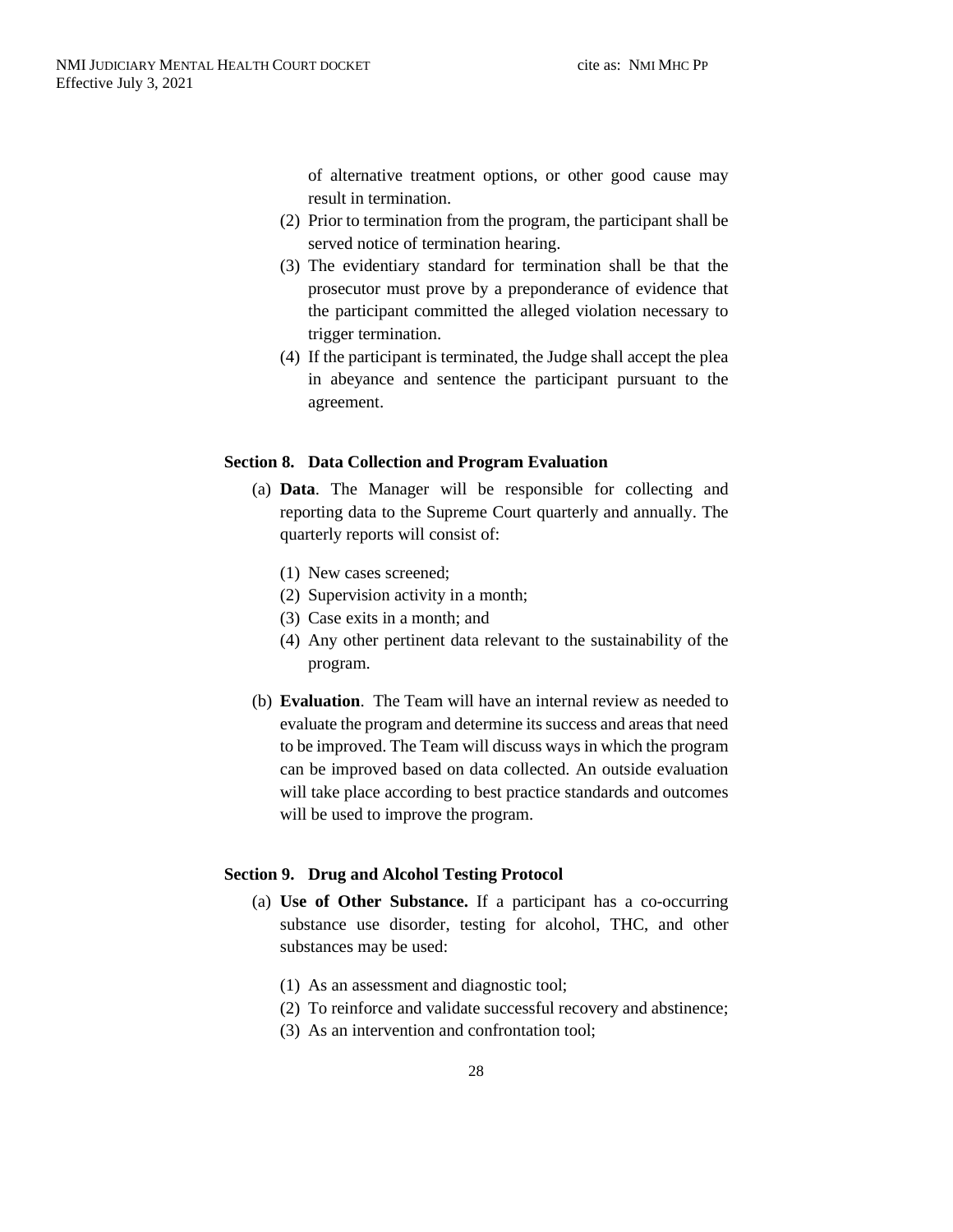of alternative treatment options, or other good cause may result in termination.

(2) Prior to termination from the program, the participant shall be served notice of termination hearing.

(3) The evidentiary standard for termination shall be that the prosecutor must prove by a preponderance of evidence that the participant committed the alleged violation necessary to trigger termination.

(4) If the participant is terminated, the Judge shall accept the plea in abeyance and sentence the participant pursuant to the agreement.

### Section 8. Data Collection and Program Evaluation

(a) **Data**. The Manager will be responsible for collecting and reporting data to the Supreme Court quarterly and annually. The quarterly reports will consist of:

(1) New cases screened;
(2) Supervision activity in a month;
(3) Case exits in a month; and
(4) Any other pertinent data relevant to the sustainability of the program.

(b) **Evaluation**. The Team will have an internal review as needed to evaluate the program and determine its success and areas that need to be improved. The Team will discuss ways in which the program can be improved based on data collected. An outside evaluation will take place according to best practice standards and outcomes will be used to improve the program.

### Section 9. Drug and Alcohol Testing Protocol

(a) **Use of Other Substance.** If a participant has a co-occurring substance use disorder, testing for alcohol, THC, and other substances may be used:

(1) As an assessment and diagnostic tool;
(2) To reinforce and validate successful recovery and abstinence;
(3) As an intervention and confrontation tool;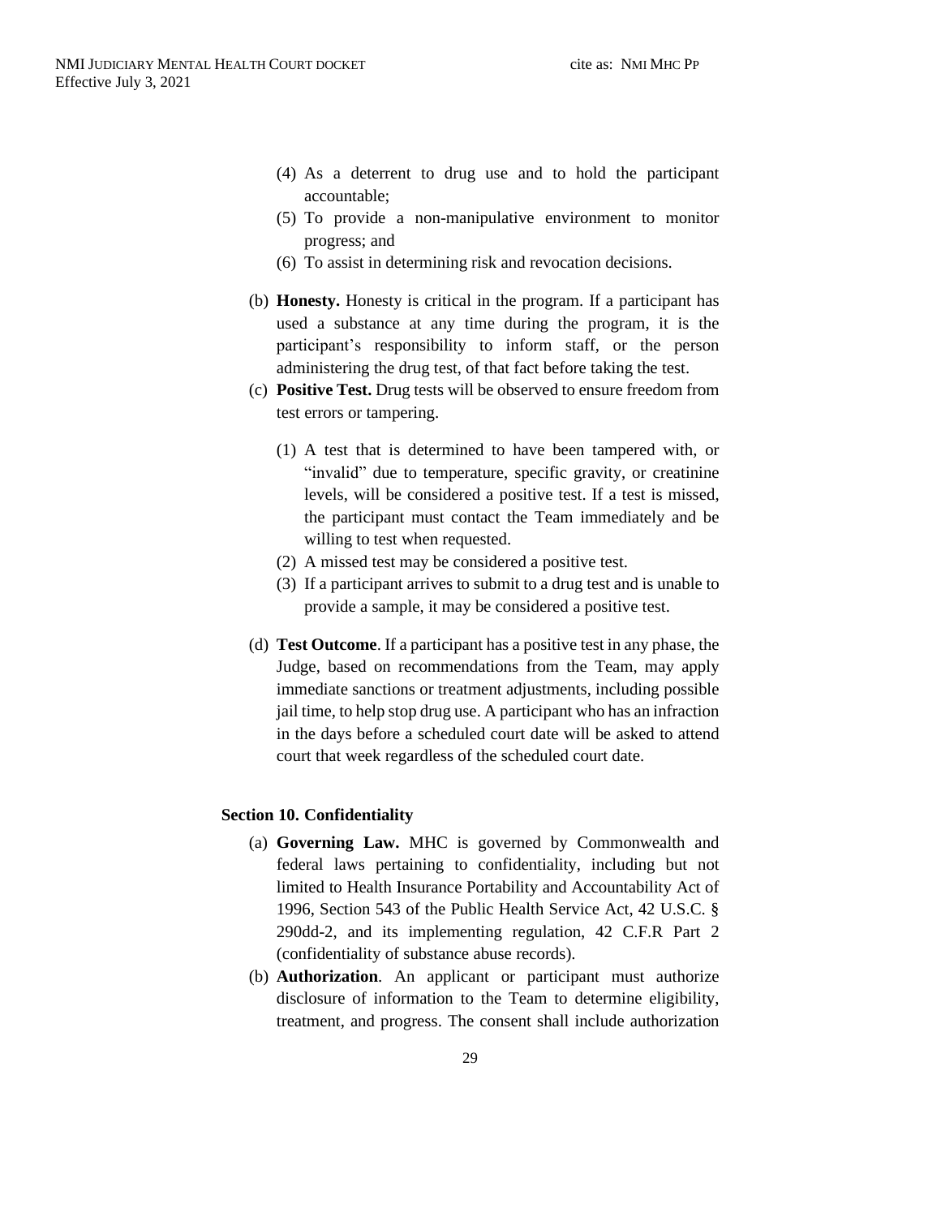(4) As a deterrent to drug use and to hold the participant accountable;

(5) To provide a non-manipulative environment to monitor progress; and

(6) To assist in determining risk and revocation decisions.

(b) **Honesty.** Honesty is critical in the program. If a participant has used a substance at any time during the program, it is the participant's responsibility to inform staff, or the person administering the drug test, of that fact before taking the test.

(c) **Positive Test.** Drug tests will be observed to ensure freedom from test errors or tampering.

(1) A test that is determined to have been tampered with, or "invalid" due to temperature, specific gravity, or creatinine levels, will be considered a positive test. If a test is missed, the participant must contact the Team immediately and be willing to test when requested.

(2) A missed test may be considered a positive test.

(3) If a participant arrives to submit to a drug test and is unable to provide a sample, it may be considered a positive test.

(d) **Test Outcome**. If a participant has a positive test in any phase, the Judge, based on recommendations from the Team, may apply immediate sanctions or treatment adjustments, including possible jail time, to help stop drug use. A participant who has an infraction in the days before a scheduled court date will be asked to attend court that week regardless of the scheduled court date.

## Section 10. Confidentiality

(a) **Governing Law.** MHC is governed by Commonwealth and federal laws pertaining to confidentiality, including but not limited to Health Insurance Portability and Accountability Act of 1996, Section 543 of the Public Health Service Act, 42 U.S.C. § 290dd-2, and its implementing regulation, 42 C.F.R Part 2 (confidentiality of substance abuse records).

(b) **Authorization**. An applicant or participant must authorize disclosure of information to the Team to determine eligibility, treatment, and progress. The consent shall include authorization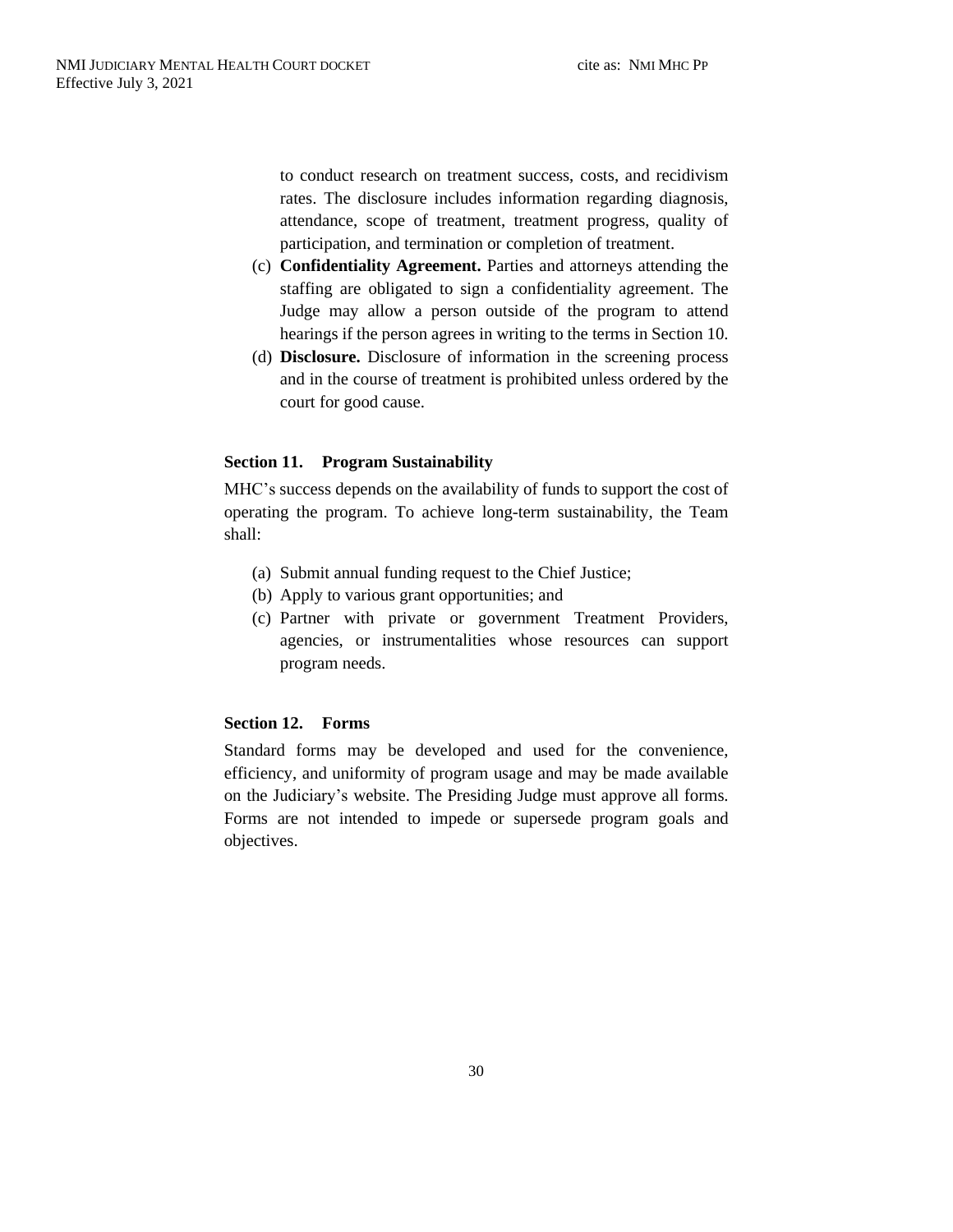to conduct research on treatment success, costs, and recidivism rates. The disclosure includes information regarding diagnosis, attendance, scope of treatment, treatment progress, quality of participation, and termination or completion of treatment.

(c) **Confidentiality Agreement.** Parties and attorneys attending the staffing are obligated to sign a confidentiality agreement. The Judge may allow a person outside of the program to attend hearings if the person agrees in writing to the terms in Section 10.

(d) **Disclosure.** Disclosure of information in the screening process and in the course of treatment is prohibited unless ordered by the court for good cause.

### Section 11. Program Sustainability

MHC's success depends on the availability of funds to support the cost of operating the program. To achieve long-term sustainability, the Team shall:

(a) Submit annual funding request to the Chief Justice;

(b) Apply to various grant opportunities; and

(c) Partner with private or government Treatment Providers, agencies, or instrumentalities whose resources can support program needs.

### Section 12. Forms

Standard forms may be developed and used for the convenience, efficiency, and uniformity of program usage and may be made available on the Judiciary's website. The Presiding Judge must approve all forms. Forms are not intended to impede or supersede program goals and objectives.